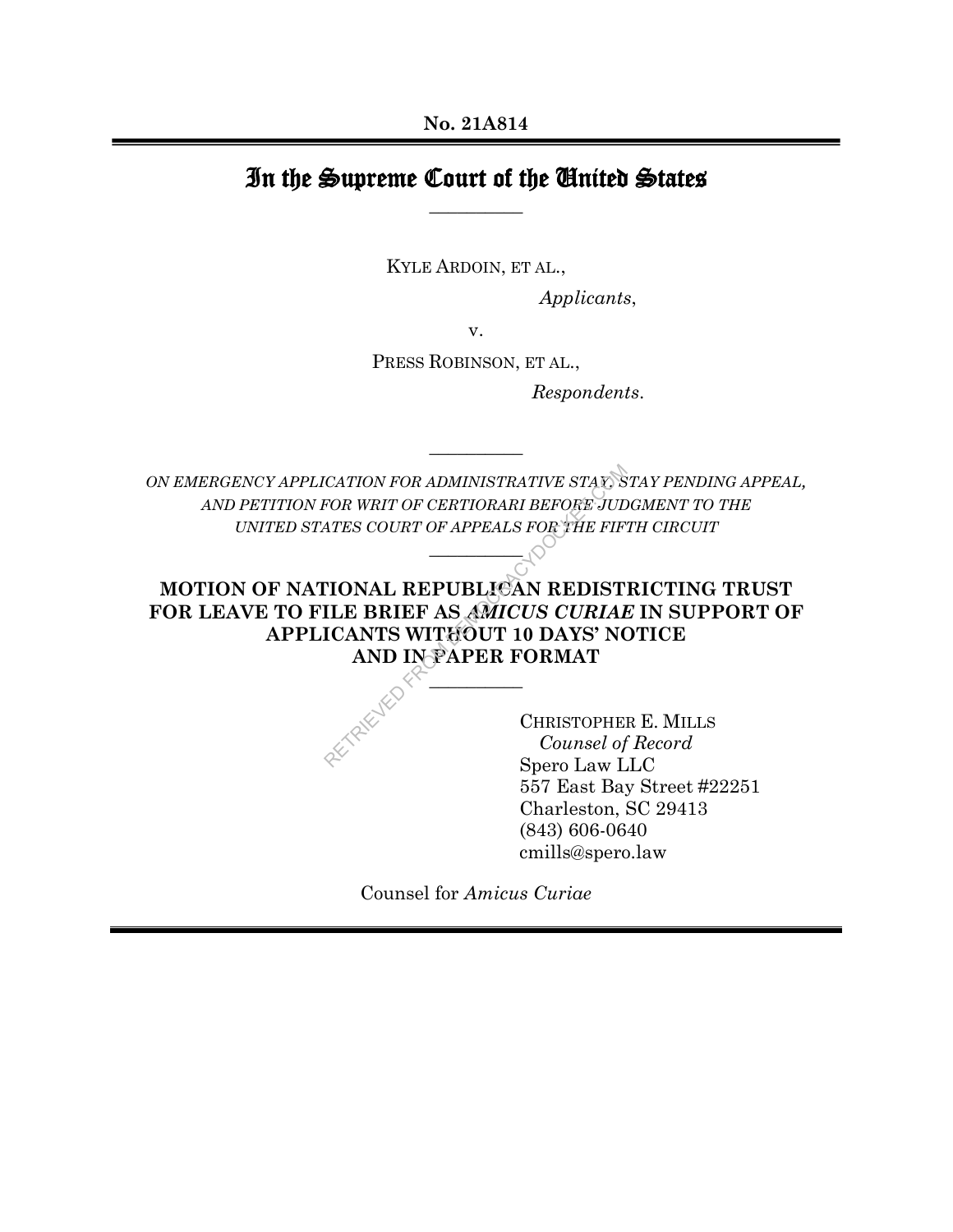**No. 21A814**

# In the Supreme Court of the United States

---

KYLE ARDOIN, ET AL.,

*Applicants*,

v.

PRESS ROBINSON, ET AL.,

*Respondents*.

---

*ON EMERGENCY APPLICATION FOR ADMINISTRATIVE STAY, STAY PENDING APPEAL, AND PETITION FOR WRIT OF CERTIORARI BEFORE JUDGMENT TO THE UNITED STATES COURT OF APPEALS FOR THE FIFTH CIRCUIT*

---

## MOTION OF NATIONAL REPUBLICAN REDISTRICTING TRUST FOR LEAVE TO FILE BRIEF AS *AMICUS CURIAE* IN SUPPORT OF APPLICANTS WITHOUT 10 DAYS' NOTICE AND IN PAPER FORMAT

---

CHRISTOPHER E. MILLS
*Counsel of Record*
Spero Law LLC
557 East Bay Street #22251
Charleston, SC 29413
(843) 606-0640
cmills@spero.law

Counsel for *Amicus Curiae*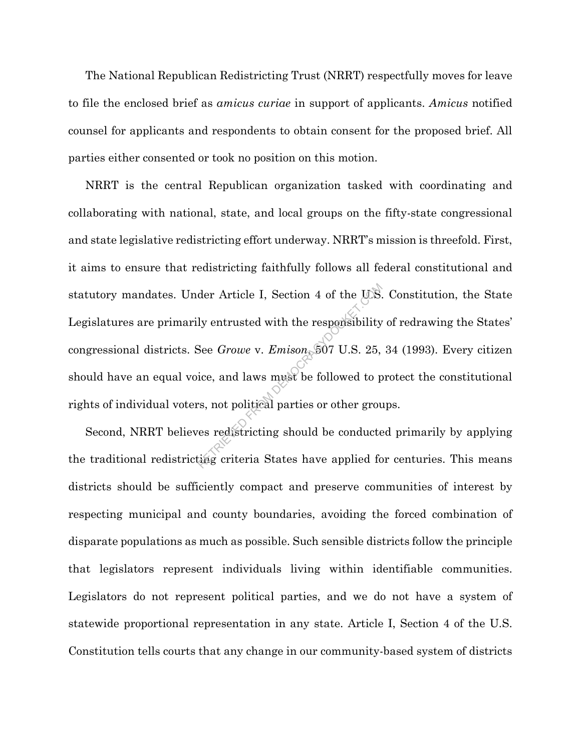The National Republican Redistricting Trust (NRRT) respectfully moves for leave to file the enclosed brief as *amicus curiae* in support of applicants. *Amicus* notified counsel for applicants and respondents to obtain consent for the proposed brief. All parties either consented or took no position on this motion.

NRRT is the central Republican organization tasked with coordinating and collaborating with national, state, and local groups on the fifty-state congressional and state legislative redistricting effort underway. NRRT's mission is threefold. First, it aims to ensure that redistricting faithfully follows all federal constitutional and statutory mandates. Under Article I, Section 4 of the U.S. Constitution, the State Legislatures are primarily entrusted with the responsibility of redrawing the States' congressional districts. See *Growe* v. *Emison*, 507 U.S. 25, 34 (1993). Every citizen should have an equal voice, and laws must be followed to protect the constitutional rights of individual voters, not political parties or other groups.

Second, NRRT believes redistricting should be conducted primarily by applying the traditional redistricting criteria States have applied for centuries. This means districts should be sufficiently compact and preserve communities of interest by respecting municipal and county boundaries, avoiding the forced combination of disparate populations as much as possible. Such sensible districts follow the principle that legislators represent individuals living within identifiable communities. Legislators do not represent political parties, and we do not have a system of statewide proportional representation in any state. Article I, Section 4 of the U.S. Constitution tells courts that any change in our community-based system of districts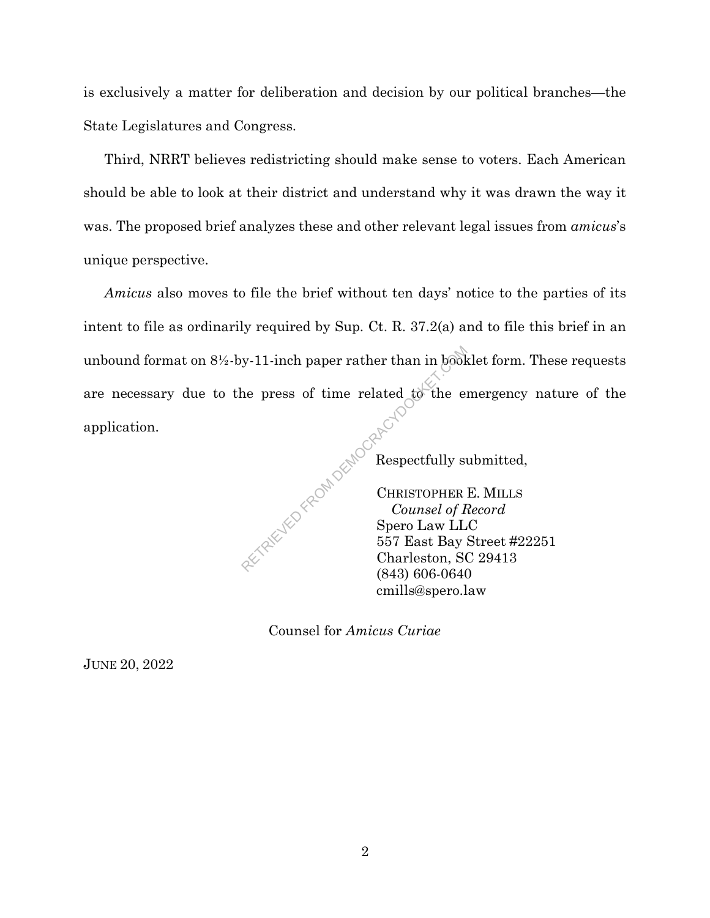is exclusively a matter for deliberation and decision by our political branches—the State Legislatures and Congress.

Third, NRRT believes redistricting should make sense to voters. Each American should be able to look at their district and understand why it was drawn the way it was. The proposed brief analyzes these and other relevant legal issues from *amicus*'s unique perspective.

*Amicus* also moves to file the brief without ten days' notice to the parties of its intent to file as ordinarily required by Sup. Ct. R. 37.2(a) and to file this brief in an unbound format on 8½-by-11-inch paper rather than in booklet form. These requests are necessary due to the press of time related to the emergency nature of the application.

Respectfully submitted,

CHRISTOPHER E. MILLS
*Counsel of Record*
Spero Law LLC
557 East Bay Street #22251
Charleston, SC 29413
(843) 606-0640
cmills@spero.law

Counsel for *Amicus Curiae*

JUNE 20, 2022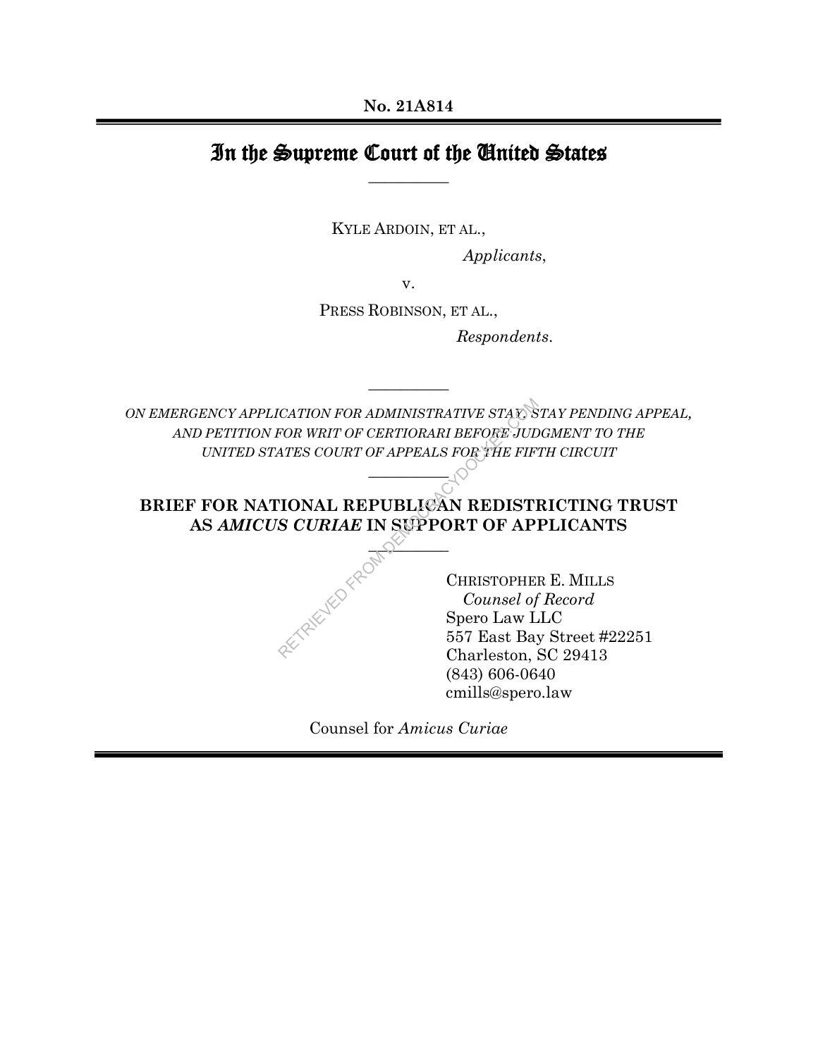No. 21A814

# In the Supreme Court of the United States

---

KYLE ARDOIN, ET AL.,

*Applicants*,

v.

PRESS ROBINSON, ET AL.,

*Respondents*.

---

*ON EMERGENCY APPLICATION FOR ADMINISTRATIVE STAY, STAY PENDING APPEAL, AND PETITION FOR WRIT OF CERTIORARI BEFORE JUDGMENT TO THE UNITED STATES COURT OF APPEALS FOR THE FIFTH CIRCUIT*

---

## BRIEF FOR NATIONAL REPUBLICAN REDISTRICTING TRUST AS *AMICUS CURIAE* IN SUPPORT OF APPLICANTS

---

CHRISTOPHER E. MILLS
*Counsel of Record*
Spero Law LLC
557 East Bay Street #22251
Charleston, SC 29413
(843) 606-0640
cmills@spero.law

Counsel for *Amicus Curiae*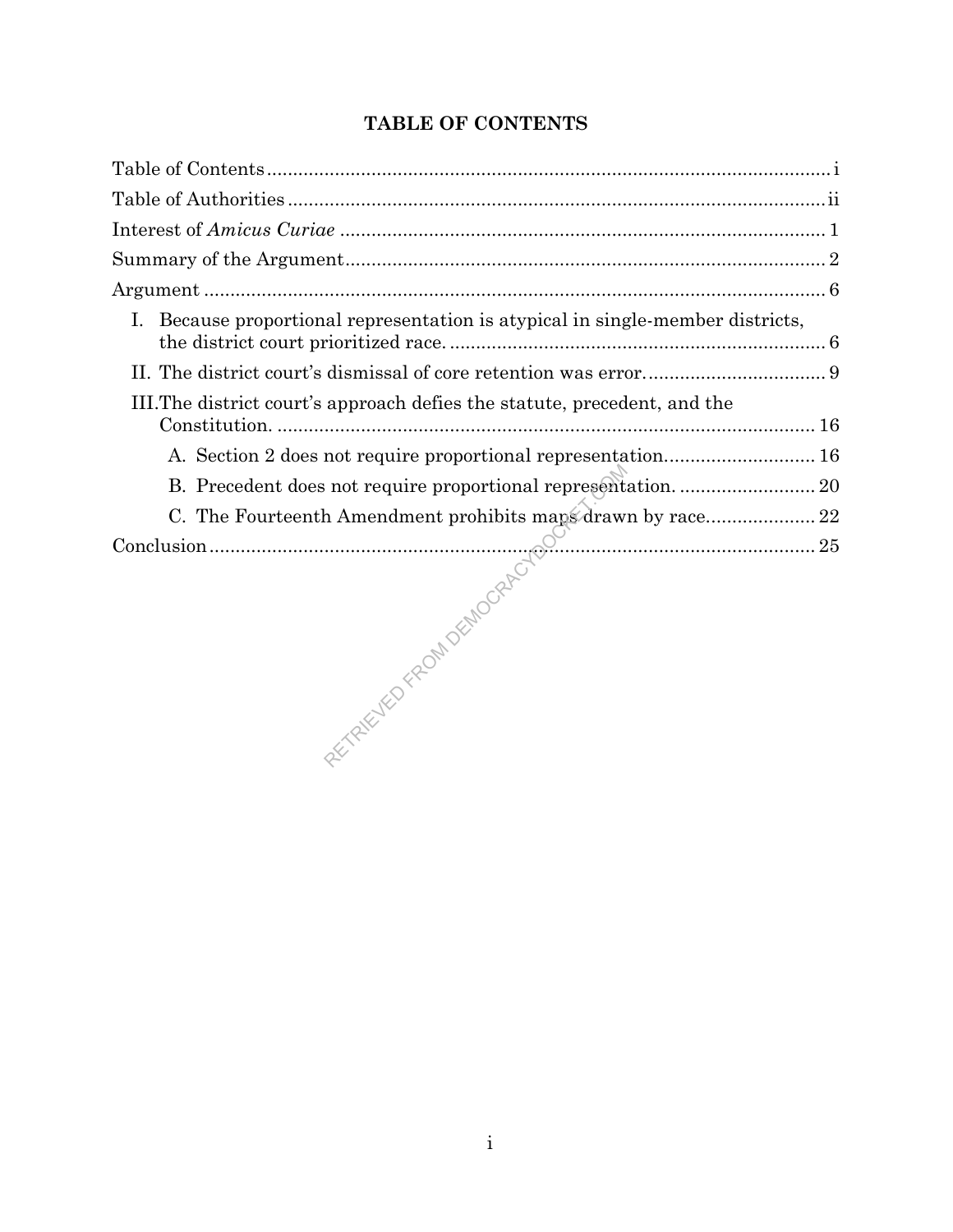## TABLE OF CONTENTS

Table of Contents ..... i

Table of Authorities ..... ii

Interest of *Amicus Curiae* ..... 1

Summary of the Argument ..... 2

Argument ..... 6

- I. Because proportional representation is atypical in single-member districts, the district court prioritized race. ..... 6
- II. The district court's dismissal of core retention was error. ..... 9
- III. The district court's approach defies the statute, precedent, and the Constitution. ..... 16
  - A. Section 2 does not require proportional representation. ..... 16
  - B. Precedent does not require proportional representation. ..... 20
  - C. The Fourteenth Amendment prohibits maps drawn by race. ..... 22

Conclusion ..... 25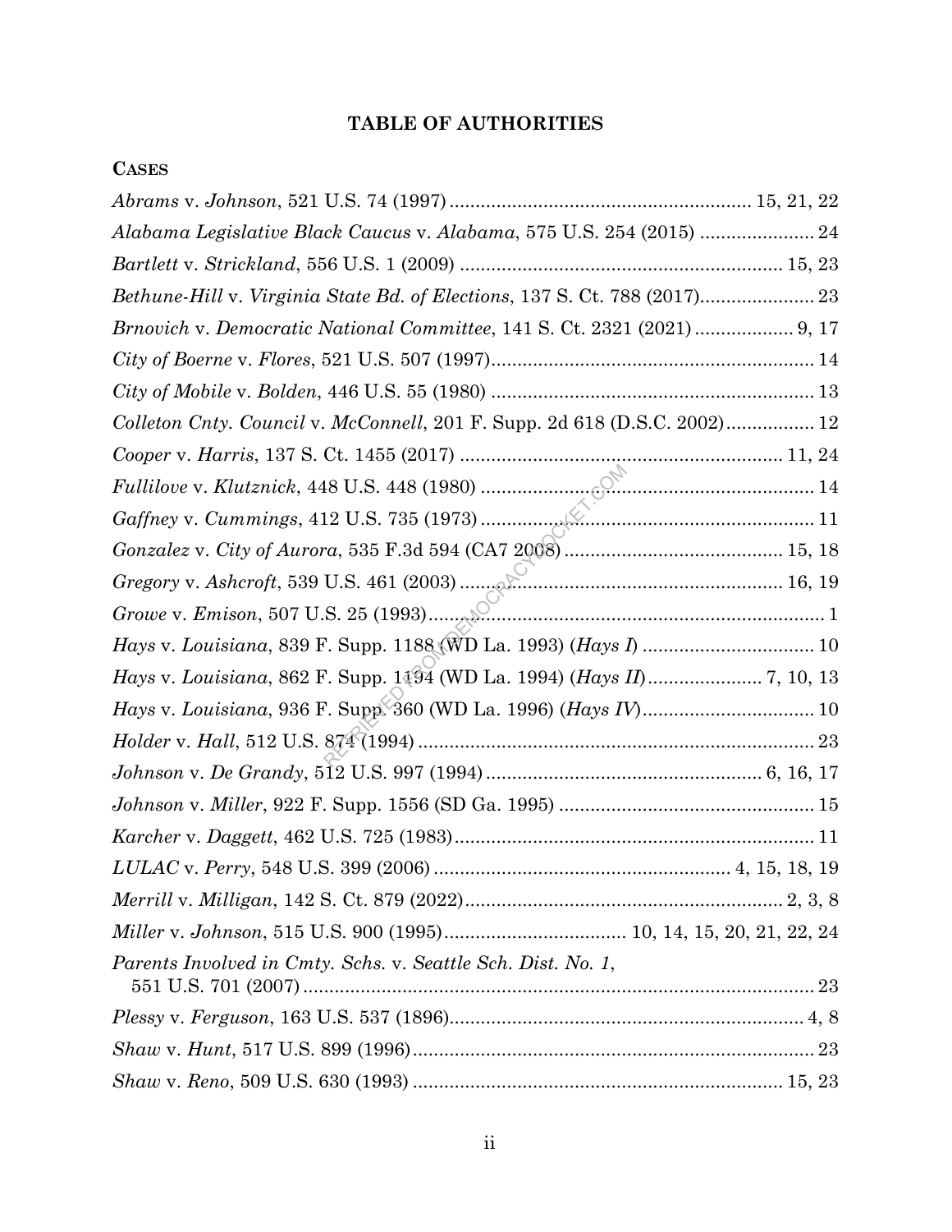## TABLE OF AUTHORITIES

### CASES

*Abrams* v. *Johnson*, 521 U.S. 74 (1997) .......................................................... 15, 21, 22

*Alabama Legislative Black Caucus* v. *Alabama*, 575 U.S. 254 (2015) ...................... 24

*Bartlett* v. *Strickland*, 556 U.S. 1 (2009) ............................................................ 15, 23

*Bethune-Hill* v. *Virginia State Bd. of Elections*, 137 S. Ct. 788 (2017)...................... 23

*Brnovich* v. *Democratic National Committee*, 141 S. Ct. 2321 (2021) ................... 9, 17

*City of Boerne* v. *Flores*, 521 U.S. 507 (1997)............................................................ 14

*City of Mobile* v. *Bolden*, 446 U.S. 55 (1980) ............................................................. 13

*Colleton Cnty. Council* v. *McConnell*, 201 F. Supp. 2d 618 (D.S.C. 2002)................. 12

*Cooper* v. *Harris*, 137 S. Ct. 1455 (2017) ............................................................. 11, 24

*Fullilove* v. *Klutznick*, 448 U.S. 448 (1980) ............................................................... 14

*Gaffney* v. *Cummings*, 412 U.S. 735 (1973) ............................................................... 11

*Gonzalez* v. *City of Aurora*, 535 F.3d 594 (CA7 2008) ........................................ 15, 18

*Gregory* v. *Ashcroft*, 539 U.S. 461 (2003) ............................................................ 16, 19

*Growe* v. *Emison*, 507 U.S. 25 (1993)........................................................................... 1

*Hays* v. *Louisiana*, 839 F. Supp. 1188 (WD La. 1993) (*Hays I*) ................................ 10

*Hays* v. *Louisiana*, 862 F. Supp. 1194 (WD La. 1994) (*Hays II*)...................... 7, 10, 13

*Hays* v. *Louisiana*, 936 F. Supp. 360 (WD La. 1996) (*Hays IV*)................................ 10

*Holder* v. *Hall*, 512 U.S. 874 (1994) ........................................................................... 23

*Johnson* v. *De Grandy*, 512 U.S. 997 (1994) .................................................... 6, 16, 17

*Johnson* v. *Miller*, 922 F. Supp. 1556 (SD Ga. 1995) ................................................ 15

*Karcher* v. *Daggett*, 462 U.S. 725 (1983).................................................................... 11

*LULAC* v. *Perry*, 548 U.S. 399 (2006) ........................................................ 4, 15, 18, 19

*Merrill* v. *Milligan*, 142 S. Ct. 879 (2022)............................................................. 2, 3, 8

*Miller* v. *Johnson*, 515 U.S. 900 (1995).................................. 10, 14, 15, 20, 21, 22, 24

*Parents Involved in Cmty. Schs.* v. *Seattle Sch. Dist. No. 1*, 551 U.S. 701 (2007) ................................................................................................ 23

*Plessy* v. *Ferguson*, 163 U.S. 537 (1896)................................................................... 4, 8

*Shaw* v. *Hunt*, 517 U.S. 899 (1996)............................................................................ 23

*Shaw* v. *Reno*, 509 U.S. 630 (1993) ...................................................................... 15, 23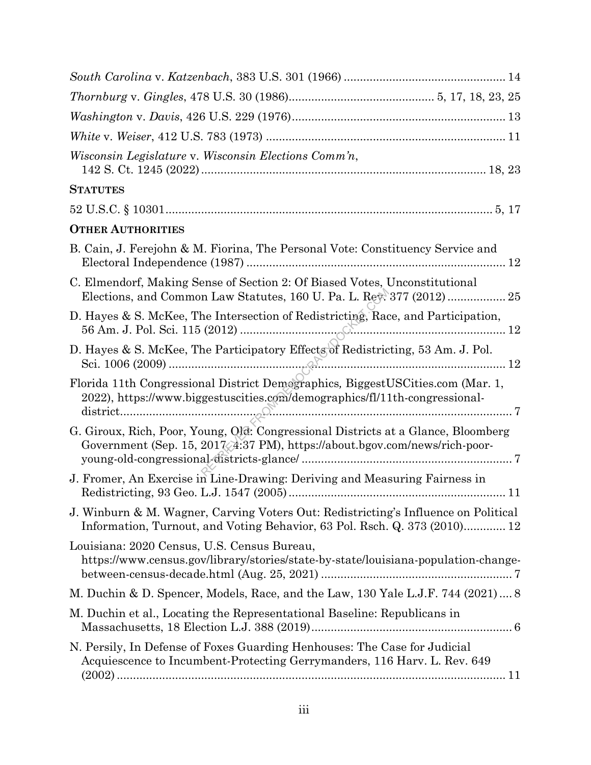*South Carolina* v. *Katzenbach*, 383 U.S. 301 (1966) .................................................. 14

*Thornburg* v. *Gingles*, 478 U.S. 30 (1986)............................................ 5, 17, 18, 23, 25

*Washington* v. *Davis*, 426 U.S. 229 (1976)................................................................. 13

*White* v. *Weiser*, 412 U.S. 783 (1973) ......................................................................... 11

*Wisconsin Legislature* v. *Wisconsin Elections Comm'n*, 142 S. Ct. 1245 (2022) ....................................................................................... 18, 23

**STATUTES**

52 U.S.C. § 10301.................................................................................................... 5, 17

**OTHER AUTHORITIES**

B. Cain, J. Ferejohn & M. Fiorina, The Personal Vote: Constituency Service and Electoral Independence (1987) ............................................................................. 12

C. Elmendorf, Making Sense of Section 2: Of Biased Votes, Unconstitutional Elections, and Common Law Statutes, 160 U. Pa. L. Rev. 377 (2012) .................. 25

D. Hayes & S. McKee, The Intersection of Redistricting, Race, and Participation, 56 Am. J. Pol. Sci. 115 (2012) ................................................................................. 12

D. Hayes & S. McKee, The Participatory Effects of Redistricting, 53 Am. J. Pol. Sci. 1006 (2009) ........................................................................................................ 12

Florida 11th Congressional District Demographics, BiggestUSCities.com (Mar. 1, 2022), https://www.biggestuscities.com/demographics/fl/11th-congressional-district........................................................................................................... 7

G. Giroux, Rich, Poor, Young, Old: Congressional Districts at a Glance, Bloomberg Government (Sep. 15, 2017 4:37 PM), https://about.bgov.com/news/rich-poor-young-old-congressional-districts-glance/ .................................................................. 7

J. Fromer, An Exercise in Line-Drawing: Deriving and Measuring Fairness in Redistricting, 93 Geo. L.J. 1547 (2005) .................................................................. 11

J. Winburn & M. Wagner, Carving Voters Out: Redistricting's Influence on Political Information, Turnout, and Voting Behavior, 63 Pol. Rsch. Q. 373 (2010)............. 12

Louisiana: 2020 Census, U.S. Census Bureau, https://www.census.gov/library/stories/state-by-state/louisiana-population-change-between-census-decade.html (Aug. 25, 2021) .......................................................... 7

M. Duchin & D. Spencer, Models, Race, and the Law, 130 Yale L.J.F. 744 (2021) .... 8

M. Duchin et al., Locating the Representational Baseline: Republicans in Massachusetts, 18 Election L.J. 388 (2019)............................................................. 6

N. Persily, In Defense of Foxes Guarding Henhouses: The Case for Judicial Acquiescence to Incumbent-Protecting Gerrymanders, 116 Harv. L. Rev. 649 (2002) ........................................................................................................................ 11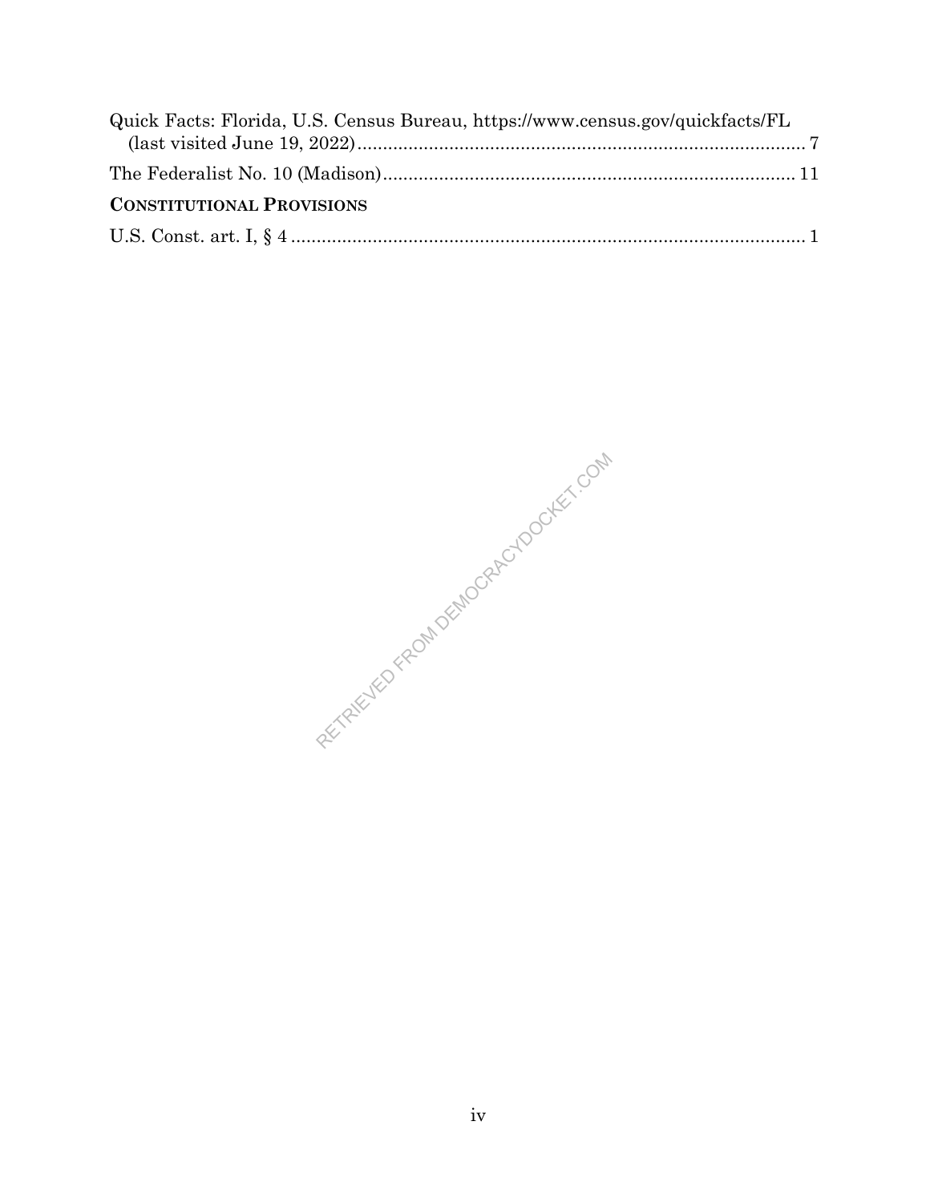Quick Facts: Florida, U.S. Census Bureau, https://www.census.gov/quickfacts/FL (last visited June 19, 2022) ........................................................................................ 7

The Federalist No. 10 (Madison) ................................................................................ 11

**CONSTITUTIONAL PROVISIONS**

U.S. Const. art. I, § 4 .................................................................................................... 1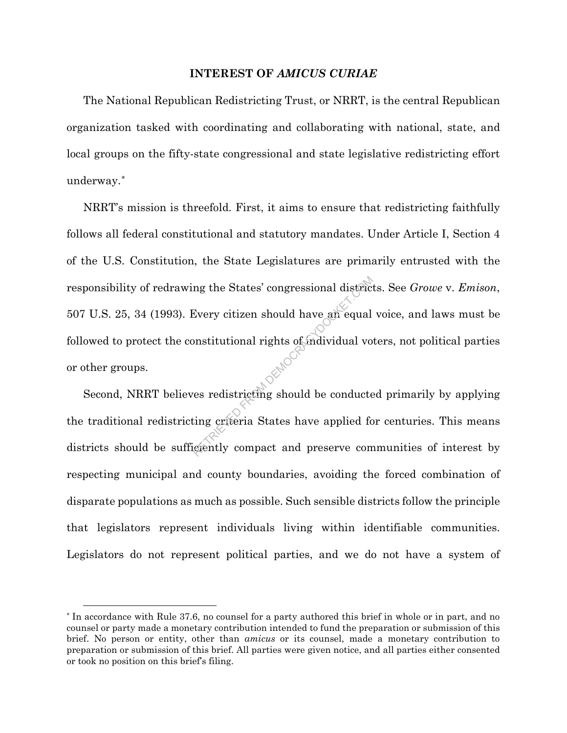## INTEREST OF *AMICUS CURIAE*

The National Republican Redistricting Trust, or NRRT, is the central Republican organization tasked with coordinating and collaborating with national, state, and local groups on the fifty-state congressional and state legislative redistricting effort underway.[*]

NRRT's mission is threefold. First, it aims to ensure that redistricting faithfully follows all federal constitutional and statutory mandates. Under Article I, Section 4 of the U.S. Constitution, the State Legislatures are primarily entrusted with the responsibility of redrawing the States' congressional districts. See *Growe* v. *Emison*, 507 U.S. 25, 34 (1993). Every citizen should have an equal voice, and laws must be followed to protect the constitutional rights of individual voters, not political parties or other groups.

Second, NRRT believes redistricting should be conducted primarily by applying the traditional redistricting criteria States have applied for centuries. This means districts should be sufficiently compact and preserve communities of interest by respecting municipal and county boundaries, avoiding the forced combination of disparate populations as much as possible. Such sensible districts follow the principle that legislators represent individuals living within identifiable communities. Legislators do not represent political parties, and we do not have a system of

---

[*] In accordance with Rule 37.6, no counsel for a party authored this brief in whole or in part, and no counsel or party made a monetary contribution intended to fund the preparation or submission of this brief. No person or entity, other than *amicus* or its counsel, made a monetary contribution to preparation or submission of this brief. All parties were given notice, and all parties either consented or took no position on this brief's filing.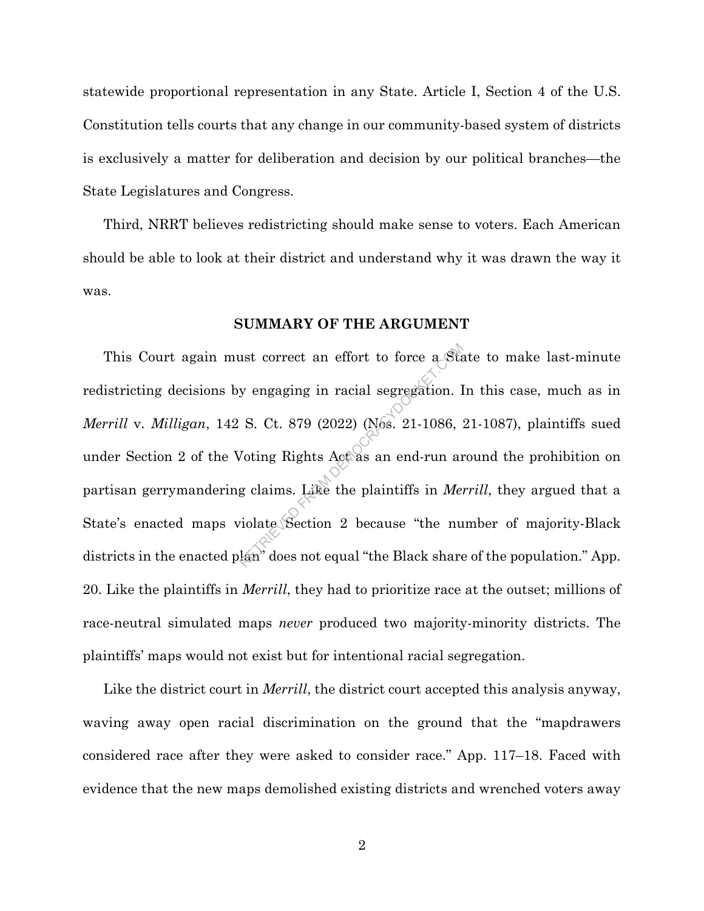statewide proportional representation in any State. Article I, Section 4 of the U.S. Constitution tells courts that any change in our community-based system of districts is exclusively a matter for deliberation and decision by our political branches—the State Legislatures and Congress.

Third, NRRT believes redistricting should make sense to voters. Each American should be able to look at their district and understand why it was drawn the way it was.

## SUMMARY OF THE ARGUMENT

This Court again must correct an effort to force a State to make last-minute redistricting decisions by engaging in racial segregation. In this case, much as in *Merrill* v. *Milligan*, 142 S. Ct. 879 (2022) (Nos. 21-1086, 21-1087), plaintiffs sued under Section 2 of the Voting Rights Act as an end-run around the prohibition on partisan gerrymandering claims. Like the plaintiffs in *Merrill*, they argued that a State's enacted maps violate Section 2 because "the number of majority-Black districts in the enacted plan" does not equal "the Black share of the population." App. 20. Like the plaintiffs in *Merrill*, they had to prioritize race at the outset; millions of race-neutral simulated maps *never* produced two majority-minority districts. The plaintiffs' maps would not exist but for intentional racial segregation.

Like the district court in *Merrill*, the district court accepted this analysis anyway, waving away open racial discrimination on the ground that the "mapdrawers considered race after they were asked to consider race." App. 117–18. Faced with evidence that the new maps demolished existing districts and wrenched voters away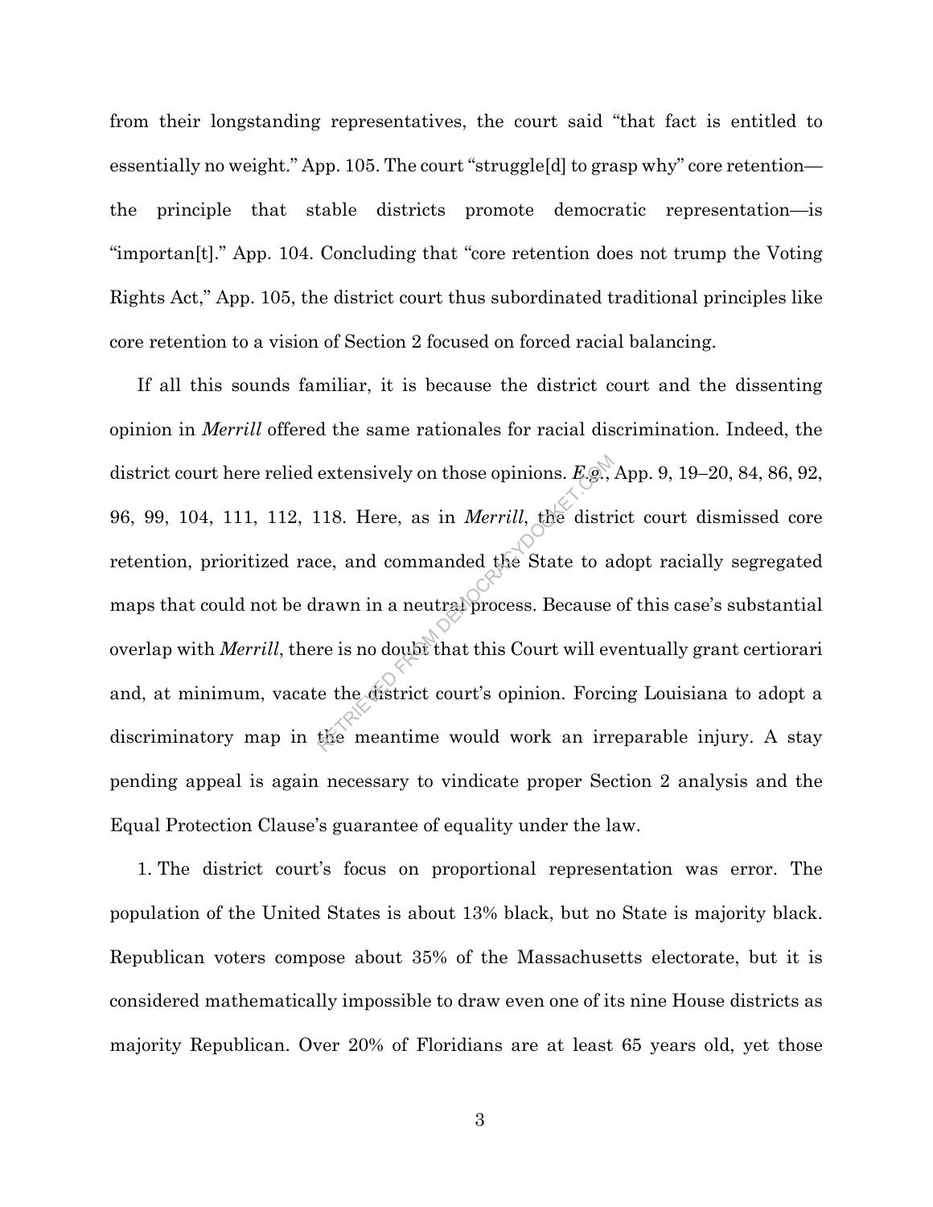from their longstanding representatives, the court said "that fact is entitled to essentially no weight." App. 105. The court "struggle[d] to grasp why" core retention—the principle that stable districts promote democratic representation—is "importan[t]." App. 104. Concluding that "core retention does not trump the Voting Rights Act," App. 105, the district court thus subordinated traditional principles like core retention to a vision of Section 2 focused on forced racial balancing.

If all this sounds familiar, it is because the district court and the dissenting opinion in *Merrill* offered the same rationales for racial discrimination. Indeed, the district court here relied extensively on those opinions. *E.g.*, App. 9, 19–20, 84, 86, 92, 96, 99, 104, 111, 112, 118. Here, as in *Merrill*, the district court dismissed core retention, prioritized race, and commanded the State to adopt racially segregated maps that could not be drawn in a neutral process. Because of this case's substantial overlap with *Merrill*, there is no doubt that this Court will eventually grant certiorari and, at minimum, vacate the district court's opinion. Forcing Louisiana to adopt a discriminatory map in the meantime would work an irreparable injury. A stay pending appeal is again necessary to vindicate proper Section 2 analysis and the Equal Protection Clause's guarantee of equality under the law.

1. The district court's focus on proportional representation was error. The population of the United States is about 13% black, but no State is majority black. Republican voters compose about 35% of the Massachusetts electorate, but it is considered mathematically impossible to draw even one of its nine House districts as majority Republican. Over 20% of Floridians are at least 65 years old, yet those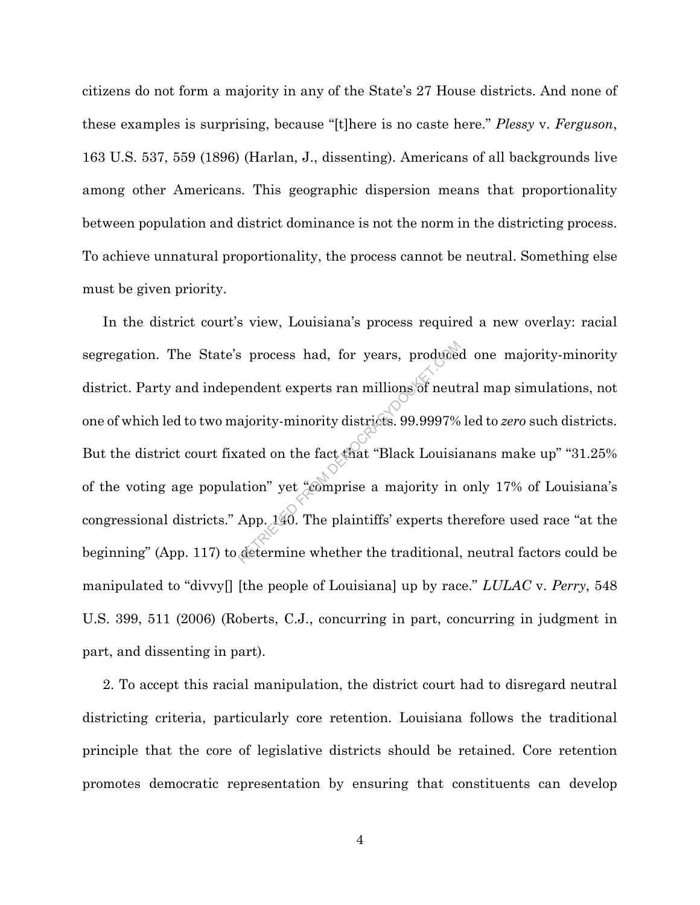citizens do not form a majority in any of the State's 27 House districts. And none of these examples is surprising, because "[t]here is no caste here." *Plessy* v. *Ferguson*, 163 U.S. 537, 559 (1896) (Harlan, J., dissenting). Americans of all backgrounds live among other Americans. This geographic dispersion means that proportionality between population and district dominance is not the norm in the districting process. To achieve unnatural proportionality, the process cannot be neutral. Something else must be given priority.

In the district court's view, Louisiana's process required a new overlay: racial segregation. The State's process had, for years, produced one majority-minority district. Party and independent experts ran millions of neutral map simulations, not one of which led to two majority-minority districts. 99.9997% led to *zero* such districts. But the district court fixated on the fact that "Black Louisianans make up" "31.25% of the voting age population" yet "comprise a majority in only 17% of Louisiana's congressional districts." App. 140. The plaintiffs' experts therefore used race "at the beginning" (App. 117) to determine whether the traditional, neutral factors could be manipulated to "divvy[] [the people of Louisiana] up by race." *LULAC* v. *Perry*, 548 U.S. 399, 511 (2006) (Roberts, C.J., concurring in part, concurring in judgment in part, and dissenting in part).

2. To accept this racial manipulation, the district court had to disregard neutral districting criteria, particularly core retention. Louisiana follows the traditional principle that the core of legislative districts should be retained. Core retention promotes democratic representation by ensuring that constituents can develop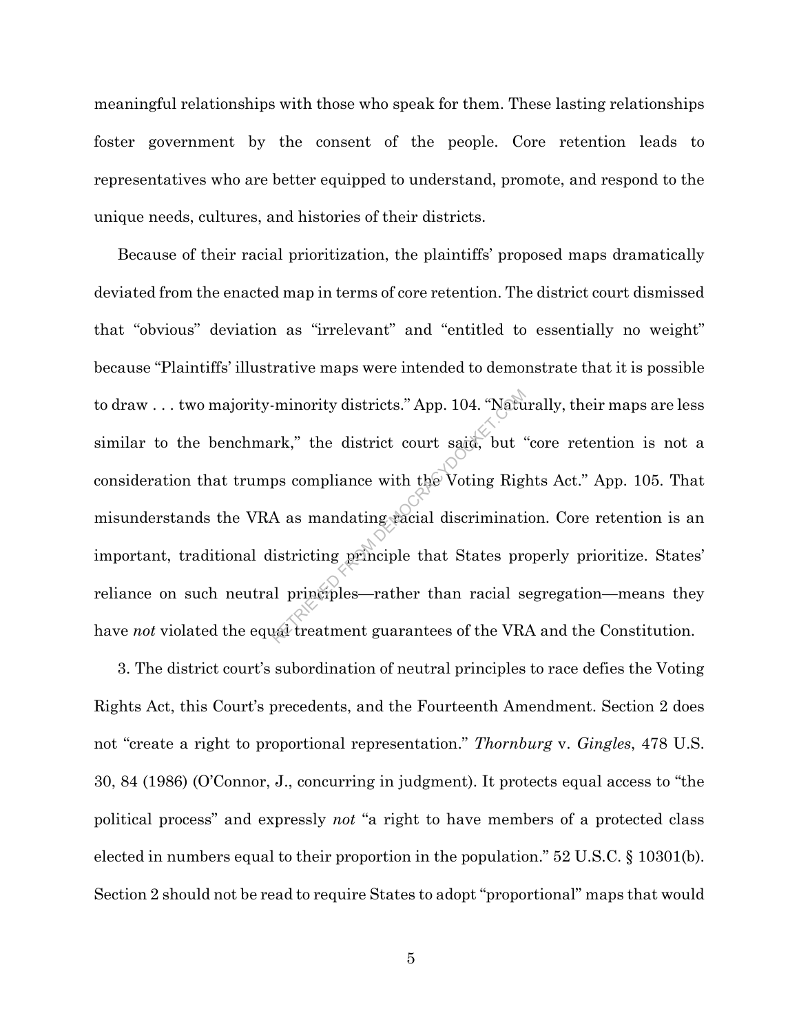meaningful relationships with those who speak for them. These lasting relationships foster government by the consent of the people. Core retention leads to representatives who are better equipped to understand, promote, and respond to the unique needs, cultures, and histories of their districts.

Because of their racial prioritization, the plaintiffs' proposed maps dramatically deviated from the enacted map in terms of core retention. The district court dismissed that "obvious" deviation as "irrelevant" and "entitled to essentially no weight" because "Plaintiffs' illustrative maps were intended to demonstrate that it is possible to draw . . . two majority-minority districts." App. 104. "Naturally, their maps are less similar to the benchmark," the district court said, but "core retention is not a consideration that trumps compliance with the Voting Rights Act." App. 105. That misunderstands the VRA as mandating racial discrimination. Core retention is an important, traditional districting principle that States properly prioritize. States' reliance on such neutral principles—rather than racial segregation—means they have *not* violated the equal treatment guarantees of the VRA and the Constitution.

3. The district court's subordination of neutral principles to race defies the Voting Rights Act, this Court's precedents, and the Fourteenth Amendment. Section 2 does not "create a right to proportional representation." *Thornburg* v. *Gingles*, 478 U.S. 30, 84 (1986) (O'Connor, J., concurring in judgment). It protects equal access to "the political process" and expressly *not* "a right to have members of a protected class elected in numbers equal to their proportion in the population." 52 U.S.C. § 10301(b). Section 2 should not be read to require States to adopt "proportional" maps that would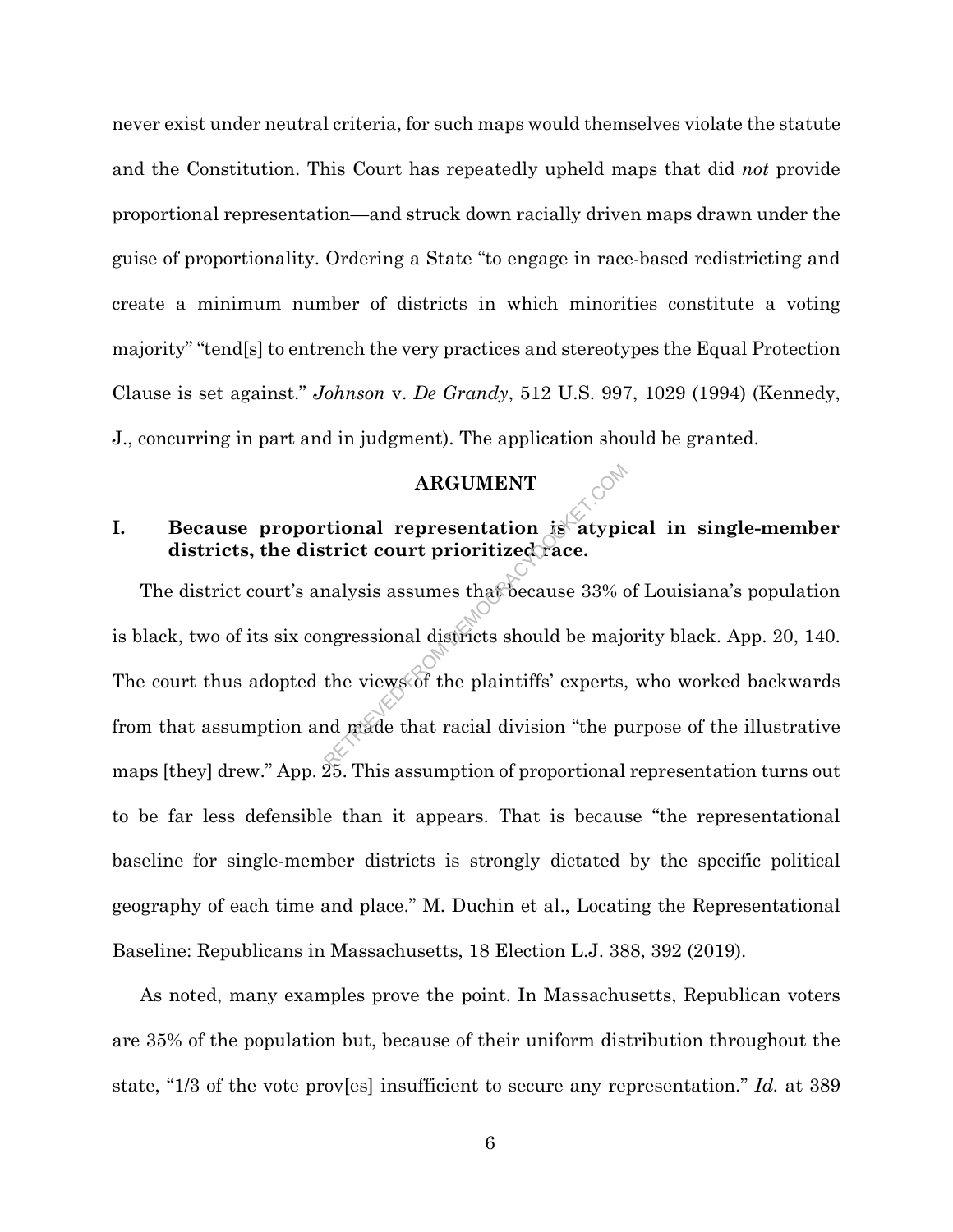never exist under neutral criteria, for such maps would themselves violate the statute and the Constitution. This Court has repeatedly upheld maps that did *not* provide proportional representation—and struck down racially driven maps drawn under the guise of proportionality. Ordering a State "to engage in race-based redistricting and create a minimum number of districts in which minorities constitute a voting majority" "tend[s] to entrench the very practices and stereotypes the Equal Protection Clause is set against." *Johnson* v. *De Grandy*, 512 U.S. 997, 1029 (1994) (Kennedy, J., concurring in part and in judgment). The application should be granted.

## ARGUMENT

### I. Because proportional representation is atypical in single-member districts, the district court prioritized race.

The district court's analysis assumes that because 33% of Louisiana's population is black, two of its six congressional districts should be majority black. App. 20, 140. The court thus adopted the views of the plaintiffs' experts, who worked backwards from that assumption and made that racial division "the purpose of the illustrative maps [they] drew." App. 25. This assumption of proportional representation turns out to be far less defensible than it appears. That is because "the representational baseline for single-member districts is strongly dictated by the specific political geography of each time and place." M. Duchin et al., Locating the Representational Baseline: Republicans in Massachusetts, 18 Election L.J. 388, 392 (2019).

As noted, many examples prove the point. In Massachusetts, Republican voters are 35% of the population but, because of their uniform distribution throughout the state, "1/3 of the vote prov[es] insufficient to secure any representation." *Id.* at 389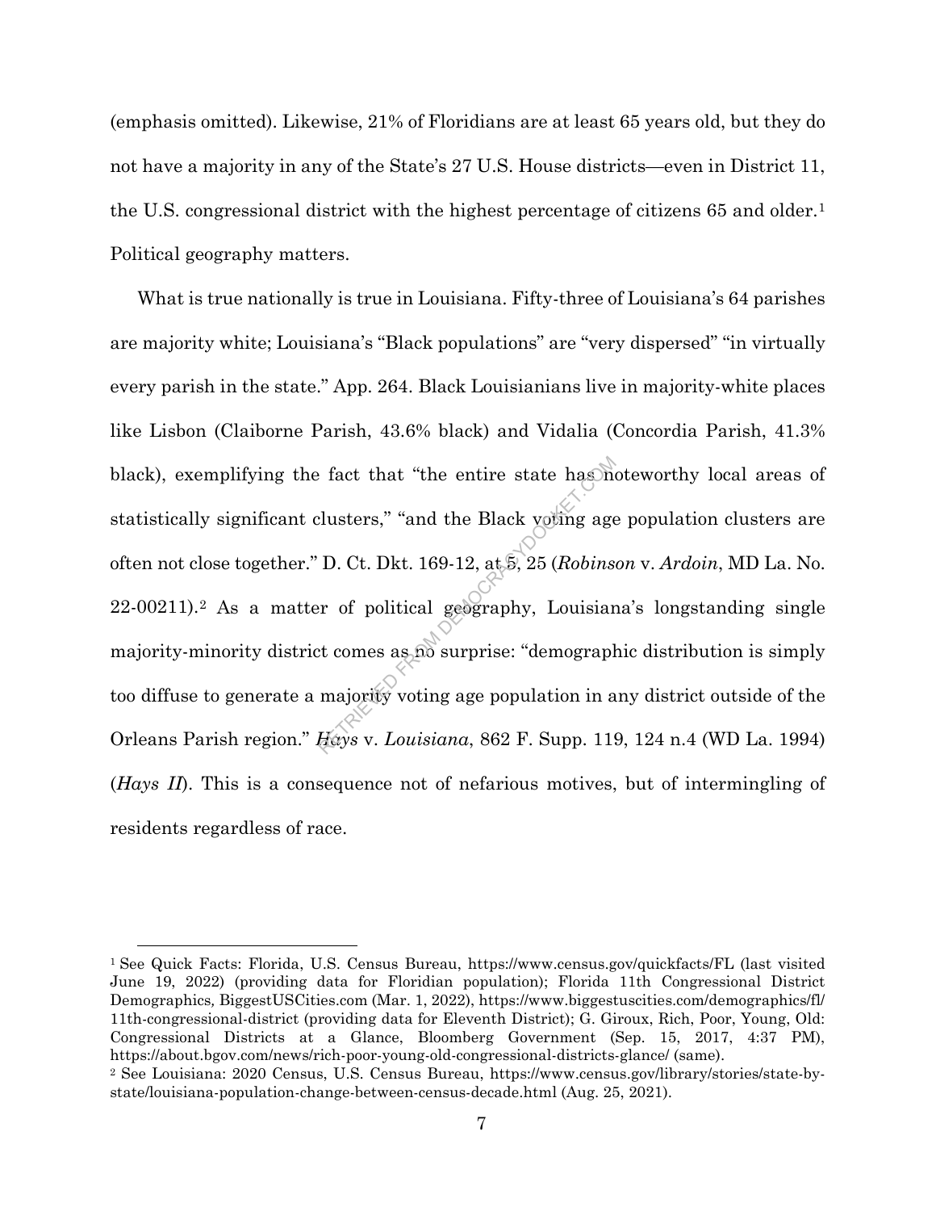(emphasis omitted). Likewise, 21% of Floridians are at least 65 years old, but they do not have a majority in any of the State's 27 U.S. House districts—even in District 11, the U.S. congressional district with the highest percentage of citizens 65 and older.[1] Political geography matters.

What is true nationally is true in Louisiana. Fifty-three of Louisiana's 64 parishes are majority white; Louisiana's "Black populations" are "very dispersed" "in virtually every parish in the state." App. 264. Black Louisianians live in majority-white places like Lisbon (Claiborne Parish, 43.6% black) and Vidalia (Concordia Parish, 41.3% black), exemplifying the fact that "the entire state has noteworthy local areas of statistically significant clusters," "and the Black voting age population clusters are often not close together." D. Ct. Dkt. 169-12, at 5, 25 (*Robinson* v. *Ardoin*, MD La. No. 22-00211).[2] As a matter of political geography, Louisiana's longstanding single majority-minority district comes as no surprise: "demographic distribution is simply too diffuse to generate a majority voting age population in any district outside of the Orleans Parish region." *Hays* v. *Louisiana*, 862 F. Supp. 119, 124 n.4 (WD La. 1994) (*Hays II*). This is a consequence not of nefarious motives, but of intermingling of residents regardless of race.

---

[1] See Quick Facts: Florida, U.S. Census Bureau, https://www.census.gov/quickfacts/FL (last visited June 19, 2022) (providing data for Floridian population); Florida 11th Congressional District Demographics, BiggestUSCities.com (Mar. 1, 2022), https://www.biggestuscities.com/demographics/fl/11th-congressional-district (providing data for Eleventh District); G. Giroux, Rich, Poor, Young, Old: Congressional Districts at a Glance, Bloomberg Government (Sep. 15, 2017, 4:37 PM), https://about.bgov.com/news/rich-poor-young-old-congressional-districts-glance/ (same).

[2] See Louisiana: 2020 Census, U.S. Census Bureau, https://www.census.gov/library/stories/state-by-state/louisiana-population-change-between-census-decade.html (Aug. 25, 2021).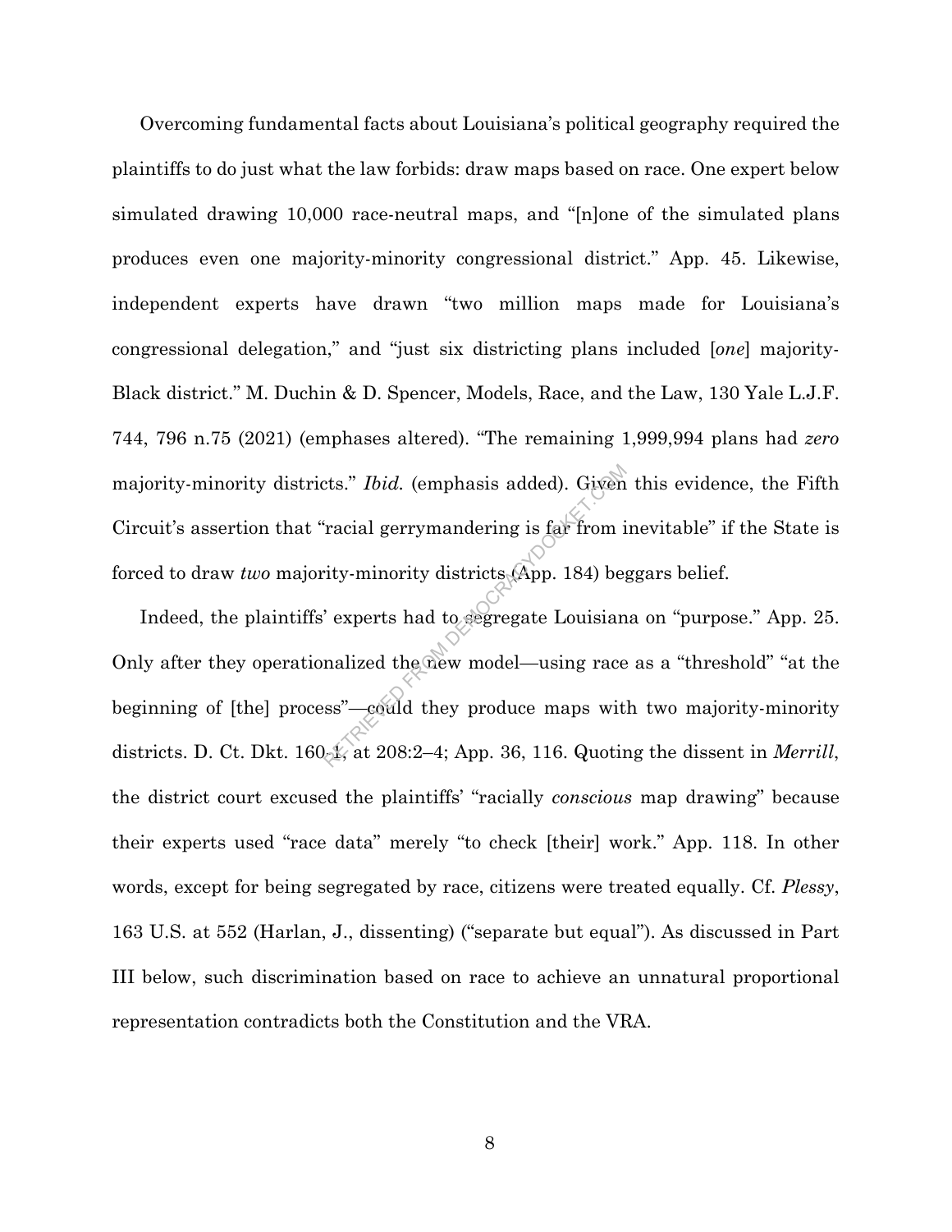Overcoming fundamental facts about Louisiana's political geography required the plaintiffs to do just what the law forbids: draw maps based on race. One expert below simulated drawing 10,000 race-neutral maps, and "[n]one of the simulated plans produces even one majority-minority congressional district." App. 45. Likewise, independent experts have drawn "two million maps made for Louisiana's congressional delegation," and "just six districting plans included [*one*] majority-Black district." M. Duchin & D. Spencer, Models, Race, and the Law, 130 Yale L.J.F. 744, 796 n.75 (2021) (emphases altered). "The remaining 1,999,994 plans had *zero* majority-minority districts." *Ibid.* (emphasis added). Given this evidence, the Fifth Circuit's assertion that "racial gerrymandering is far from inevitable" if the State is forced to draw *two* majority-minority districts (App. 184) beggars belief.

Indeed, the plaintiffs' experts had to segregate Louisiana on "purpose." App. 25. Only after they operationalized the new model—using race as a "threshold" "at the beginning of [the] process"—could they produce maps with two majority-minority districts. D. Ct. Dkt. 160-1, at 208:2–4; App. 36, 116. Quoting the dissent in *Merrill*, the district court excused the plaintiffs' "racially *conscious* map drawing" because their experts used "race data" merely "to check [their] work." App. 118. In other words, except for being segregated by race, citizens were treated equally. Cf. *Plessy*, 163 U.S. at 552 (Harlan, J., dissenting) ("separate but equal"). As discussed in Part III below, such discrimination based on race to achieve an unnatural proportional representation contradicts both the Constitution and the VRA.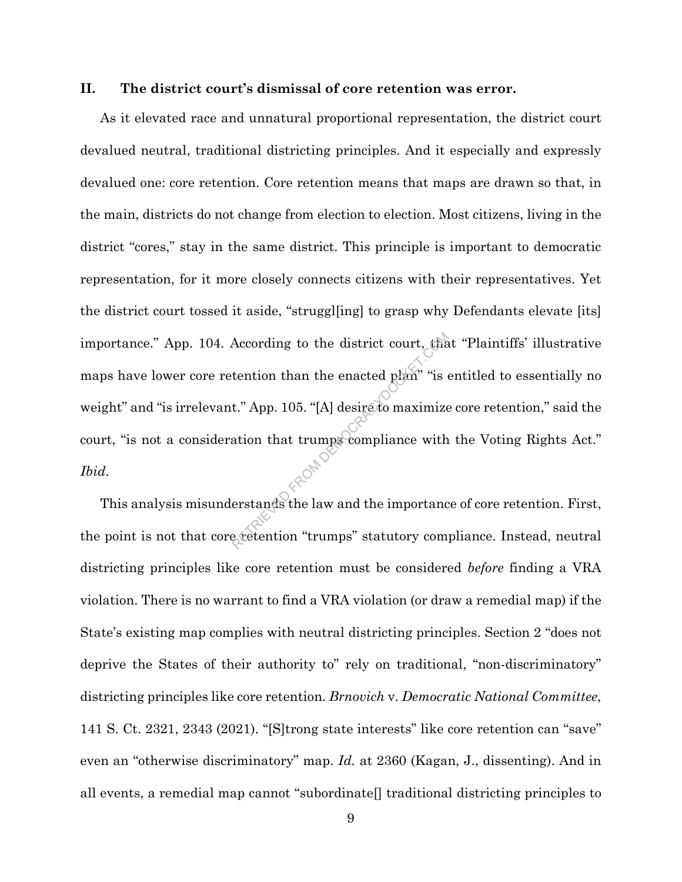## II. The district court's dismissal of core retention was error.

As it elevated race and unnatural proportional representation, the district court devalued neutral, traditional districting principles. And it especially and expressly devalued one: core retention. Core retention means that maps are drawn so that, in the main, districts do not change from election to election. Most citizens, living in the district "cores," stay in the same district. This principle is important to democratic representation, for it more closely connects citizens with their representatives. Yet the district court tossed it aside, "struggl[ing] to grasp why Defendants elevate [its] importance." App. 104. According to the district court, that "Plaintiffs' illustrative maps have lower core retention than the enacted plan" "is entitled to essentially no weight" and "is irrelevant." App. 105. "[A] desire to maximize core retention," said the court, "is not a consideration that trumps compliance with the Voting Rights Act." *Ibid.*

This analysis misunderstands the law and the importance of core retention. First, the point is not that core retention "trumps" statutory compliance. Instead, neutral districting principles like core retention must be considered *before* finding a VRA violation. There is no warrant to find a VRA violation (or draw a remedial map) if the State's existing map complies with neutral districting principles. Section 2 "does not deprive the States of their authority to" rely on traditional, "non-discriminatory" districting principles like core retention. *Brnovich* v. *Democratic National Committee*, 141 S. Ct. 2321, 2343 (2021). "[S]trong state interests" like core retention can "save" even an "otherwise discriminatory" map. *Id.* at 2360 (Kagan, J., dissenting). And in all events, a remedial map cannot "subordinate[] traditional districting principles to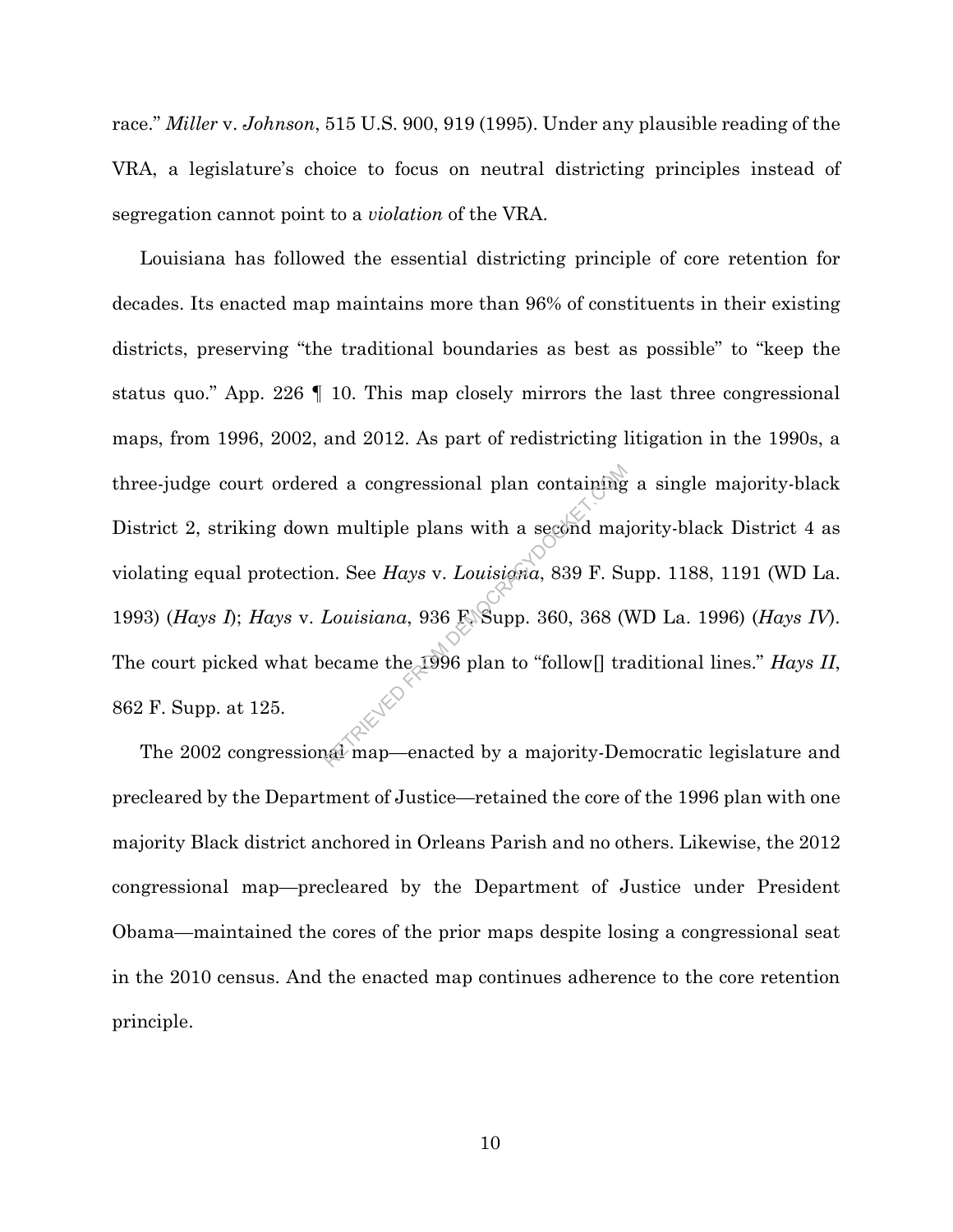race." *Miller* v. *Johnson*, 515 U.S. 900, 919 (1995). Under any plausible reading of the VRA, a legislature's choice to focus on neutral districting principles instead of segregation cannot point to a *violation* of the VRA.

Louisiana has followed the essential districting principle of core retention for decades. Its enacted map maintains more than 96% of constituents in their existing districts, preserving "the traditional boundaries as best as possible" to "keep the status quo." App. 226 ¶ 10. This map closely mirrors the last three congressional maps, from 1996, 2002, and 2012. As part of redistricting litigation in the 1990s, a three-judge court ordered a congressional plan containing a single majority-black District 2, striking down multiple plans with a second majority-black District 4 as violating equal protection. See *Hays* v. *Louisiana*, 839 F. Supp. 1188, 1191 (WD La. 1993) (*Hays I*); *Hays* v. *Louisiana*, 936 F. Supp. 360, 368 (WD La. 1996) (*Hays IV*). The court picked what became the 1996 plan to "follow[] traditional lines." *Hays II*, 862 F. Supp. at 125.

The 2002 congressional map—enacted by a majority-Democratic legislature and precleared by the Department of Justice—retained the core of the 1996 plan with one majority Black district anchored in Orleans Parish and no others. Likewise, the 2012 congressional map—precleared by the Department of Justice under President Obama—maintained the cores of the prior maps despite losing a congressional seat in the 2010 census. And the enacted map continues adherence to the core retention principle.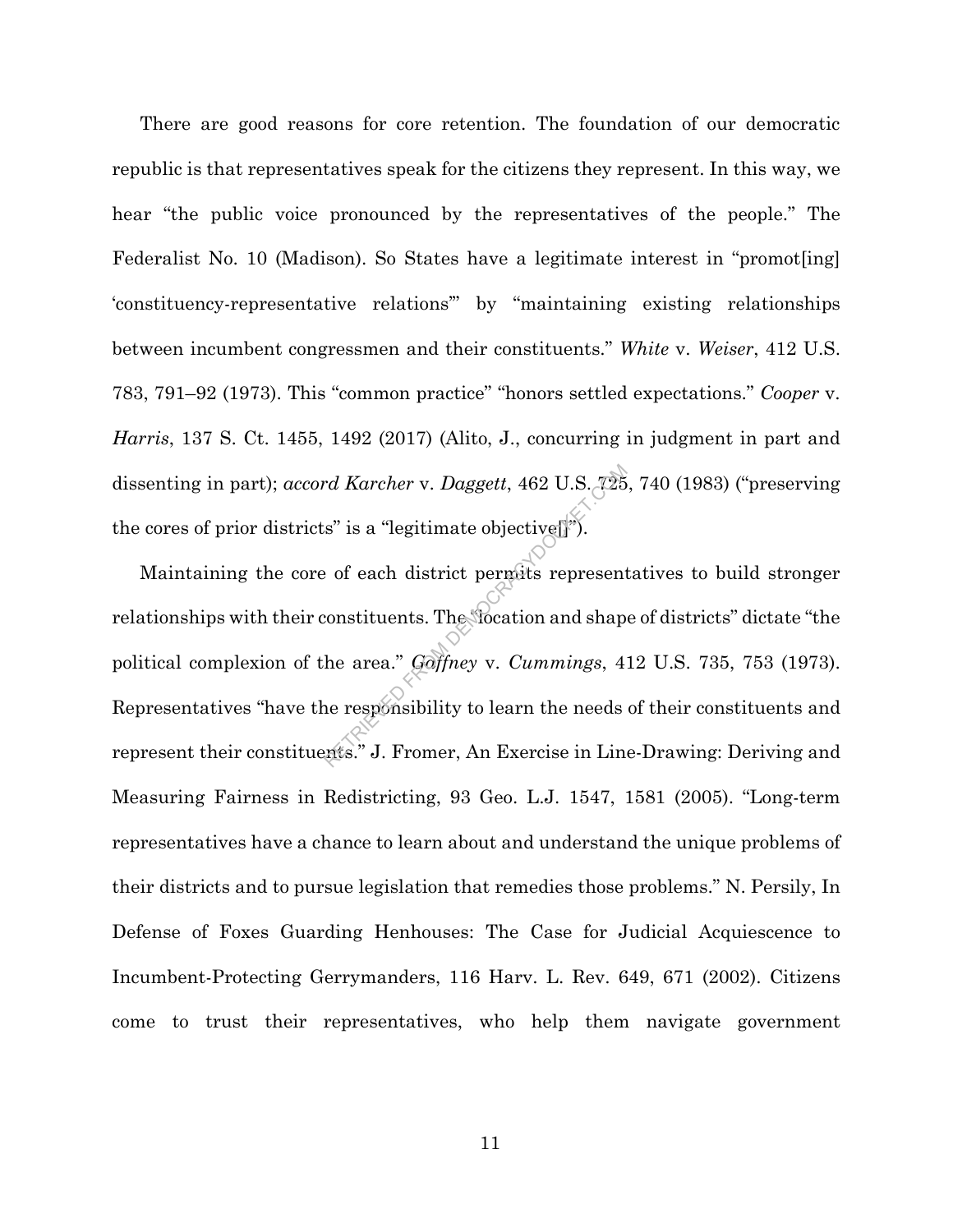There are good reasons for core retention. The foundation of our democratic republic is that representatives speak for the citizens they represent. In this way, we hear "the public voice pronounced by the representatives of the people." The Federalist No. 10 (Madison). So States have a legitimate interest in "promot[ing] 'constituency-representative relations'" by "maintaining existing relationships between incumbent congressmen and their constituents." *White* v. *Weiser*, 412 U.S. 783, 791–92 (1973). This "common practice" "honors settled expectations." *Cooper* v. *Harris*, 137 S. Ct. 1455, 1492 (2017) (Alito, J., concurring in judgment in part and dissenting in part); *accord Karcher* v. *Daggett*, 462 U.S. 725, 740 (1983) ("preserving the cores of prior districts" is a "legitimate objective[]").

Maintaining the core of each district permits representatives to build stronger relationships with their constituents. The "location and shape of districts" dictate "the political complexion of the area." *Gaffney* v. *Cummings*, 412 U.S. 735, 753 (1973). Representatives "have the responsibility to learn the needs of their constituents and represent their constituents." J. Fromer, An Exercise in Line-Drawing: Deriving and Measuring Fairness in Redistricting, 93 Geo. L.J. 1547, 1581 (2005). "Long-term representatives have a chance to learn about and understand the unique problems of their districts and to pursue legislation that remedies those problems." N. Persily, In Defense of Foxes Guarding Henhouses: The Case for Judicial Acquiescence to Incumbent-Protecting Gerrymanders, 116 Harv. L. Rev. 649, 671 (2002). Citizens come to trust their representatives, who help them navigate government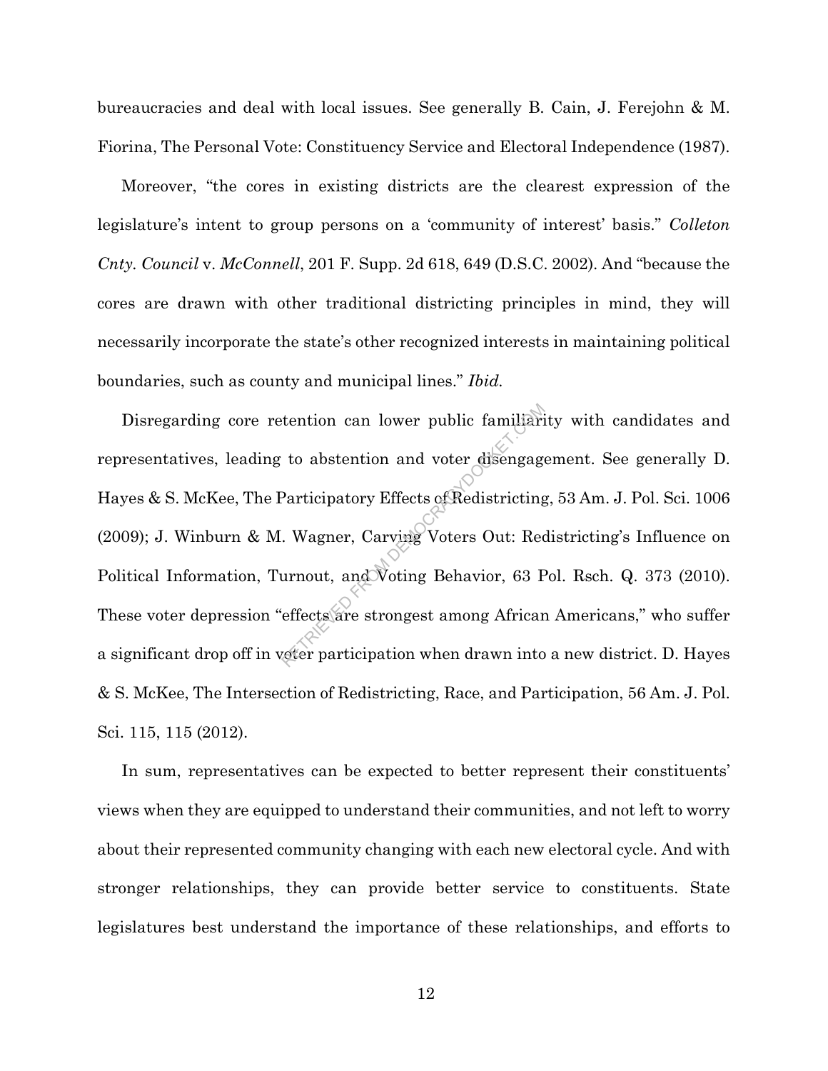bureaucracies and deal with local issues. See generally B. Cain, J. Ferejohn & M. Fiorina, The Personal Vote: Constituency Service and Electoral Independence (1987).

Moreover, "the cores in existing districts are the clearest expression of the legislature's intent to group persons on a 'community of interest' basis." *Colleton Cnty. Council* v. *McConnell*, 201 F. Supp. 2d 618, 649 (D.S.C. 2002). And "because the cores are drawn with other traditional districting principles in mind, they will necessarily incorporate the state's other recognized interests in maintaining political boundaries, such as county and municipal lines." *Ibid.*

Disregarding core retention can lower public familiarity with candidates and representatives, leading to abstention and voter disengagement. See generally D. Hayes & S. McKee, The Participatory Effects of Redistricting, 53 Am. J. Pol. Sci. 1006 (2009); J. Winburn & M. Wagner, Carving Voters Out: Redistricting's Influence on Political Information, Turnout, and Voting Behavior, 63 Pol. Rsch. Q. 373 (2010). These voter depression "effects are strongest among African Americans," who suffer a significant drop off in voter participation when drawn into a new district. D. Hayes & S. McKee, The Intersection of Redistricting, Race, and Participation, 56 Am. J. Pol. Sci. 115, 115 (2012).

In sum, representatives can be expected to better represent their constituents' views when they are equipped to understand their communities, and not left to worry about their represented community changing with each new electoral cycle. And with stronger relationships, they can provide better service to constituents. State legislatures best understand the importance of these relationships, and efforts to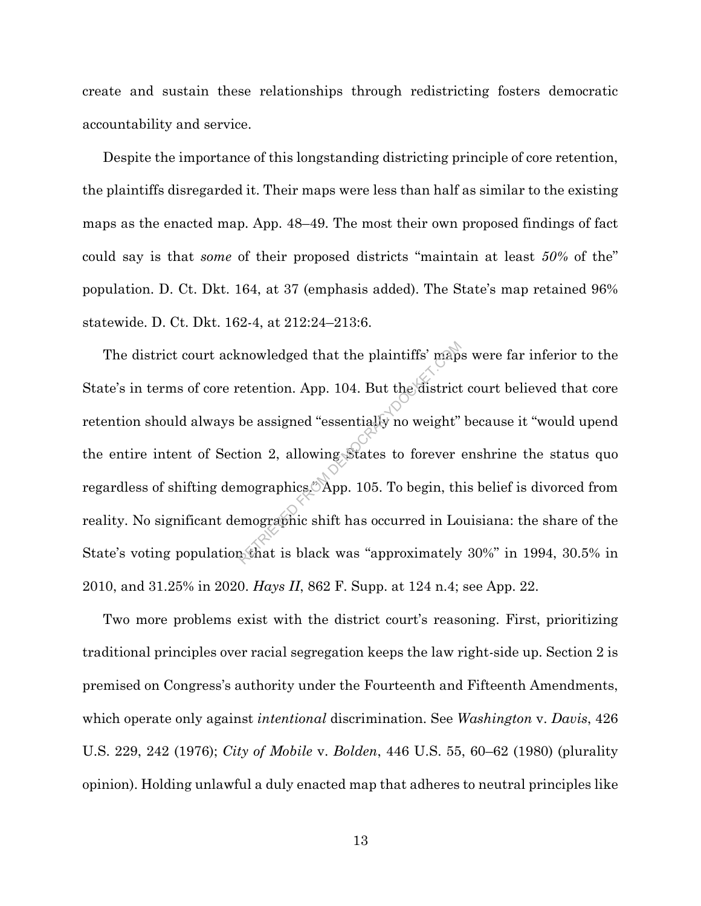create and sustain these relationships through redistricting fosters democratic accountability and service.

Despite the importance of this longstanding districting principle of core retention, the plaintiffs disregarded it. Their maps were less than half as similar to the existing maps as the enacted map. App. 48–49. The most their own proposed findings of fact could say is that *some* of their proposed districts "maintain at least *50%* of the" population. D. Ct. Dkt. 164, at 37 (emphasis added). The State's map retained 96% statewide. D. Ct. Dkt. 162-4, at 212:24–213:6.

The district court acknowledged that the plaintiffs' maps were far inferior to the State's in terms of core retention. App. 104. But the district court believed that core retention should always be assigned "essentially no weight" because it "would upend the entire intent of Section 2, allowing States to forever enshrine the status quo regardless of shifting demographics." App. 105. To begin, this belief is divorced from reality. No significant demographic shift has occurred in Louisiana: the share of the State's voting population that is black was "approximately 30%" in 1994, 30.5% in 2010, and 31.25% in 2020. *Hays II*, 862 F. Supp. at 124 n.4; see App. 22.

Two more problems exist with the district court's reasoning. First, prioritizing traditional principles over racial segregation keeps the law right-side up. Section 2 is premised on Congress's authority under the Fourteenth and Fifteenth Amendments, which operate only against *intentional* discrimination. See *Washington* v. *Davis*, 426 U.S. 229, 242 (1976); *City of Mobile* v. *Bolden*, 446 U.S. 55, 60–62 (1980) (plurality opinion). Holding unlawful a duly enacted map that adheres to neutral principles like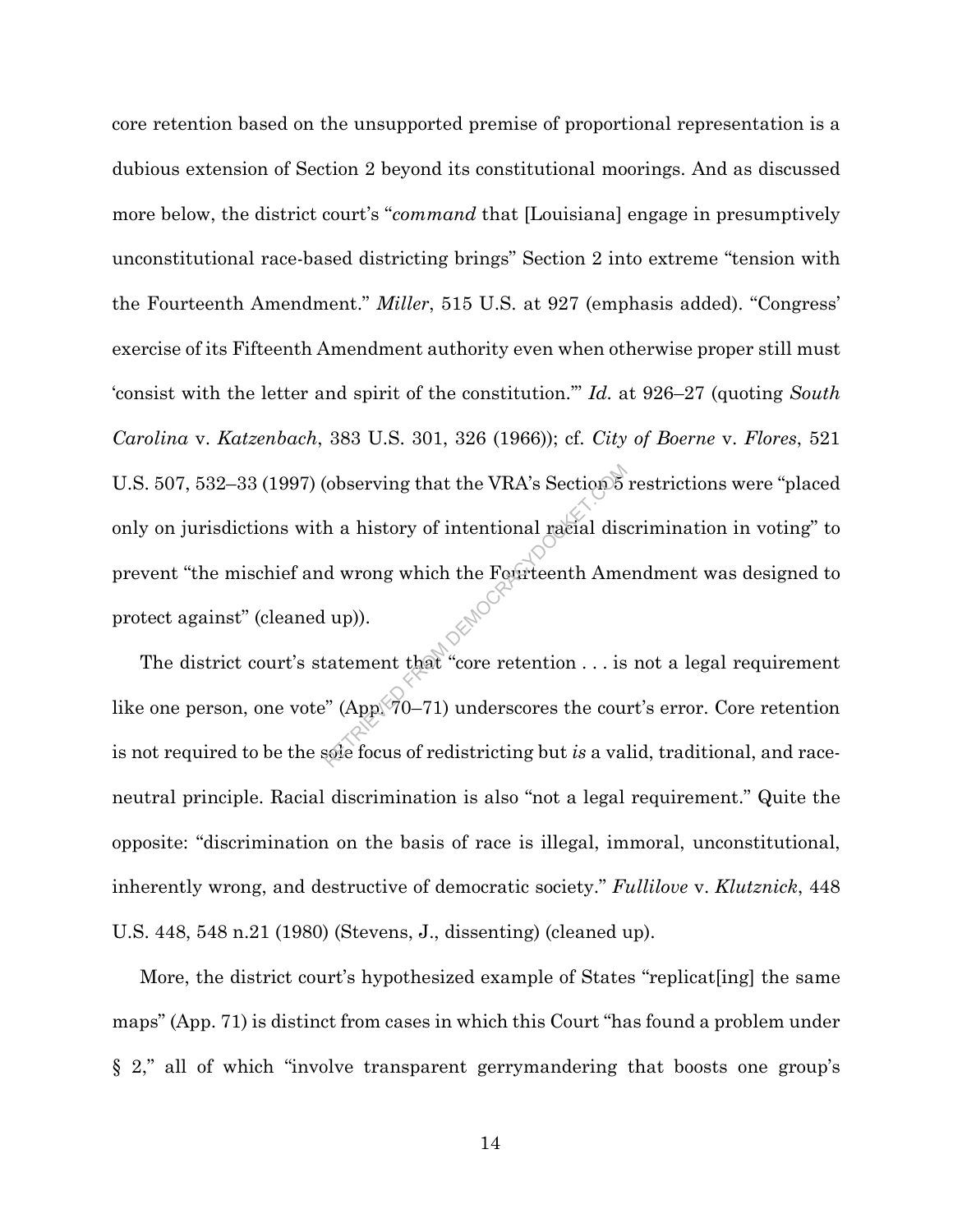core retention based on the unsupported premise of proportional representation is a dubious extension of Section 2 beyond its constitutional moorings. And as discussed more below, the district court's "*command* that [Louisiana] engage in presumptively unconstitutional race-based districting brings" Section 2 into extreme "tension with the Fourteenth Amendment." *Miller*, 515 U.S. at 927 (emphasis added). "Congress' exercise of its Fifteenth Amendment authority even when otherwise proper still must 'consist with the letter and spirit of the constitution.'" *Id.* at 926–27 (quoting *South Carolina* v. *Katzenbach*, 383 U.S. 301, 326 (1966)); cf. *City of Boerne* v. *Flores*, 521 U.S. 507, 532–33 (1997) (observing that the VRA's Section 5 restrictions were "placed only on jurisdictions with a history of intentional racial discrimination in voting" to prevent "the mischief and wrong which the Fourteenth Amendment was designed to protect against" (cleaned up)).

The district court's statement that "core retention . . . is not a legal requirement like one person, one vote" (App. 70–71) underscores the court's error. Core retention is not required to be the sole focus of redistricting but *is* a valid, traditional, and race-neutral principle. Racial discrimination is also "not a legal requirement." Quite the opposite: "discrimination on the basis of race is illegal, immoral, unconstitutional, inherently wrong, and destructive of democratic society." *Fullilove* v. *Klutznick*, 448 U.S. 448, 548 n.21 (1980) (Stevens, J., dissenting) (cleaned up).

More, the district court's hypothesized example of States "replicat[ing] the same maps" (App. 71) is distinct from cases in which this Court "has found a problem under § 2," all of which "involve transparent gerrymandering that boosts one group's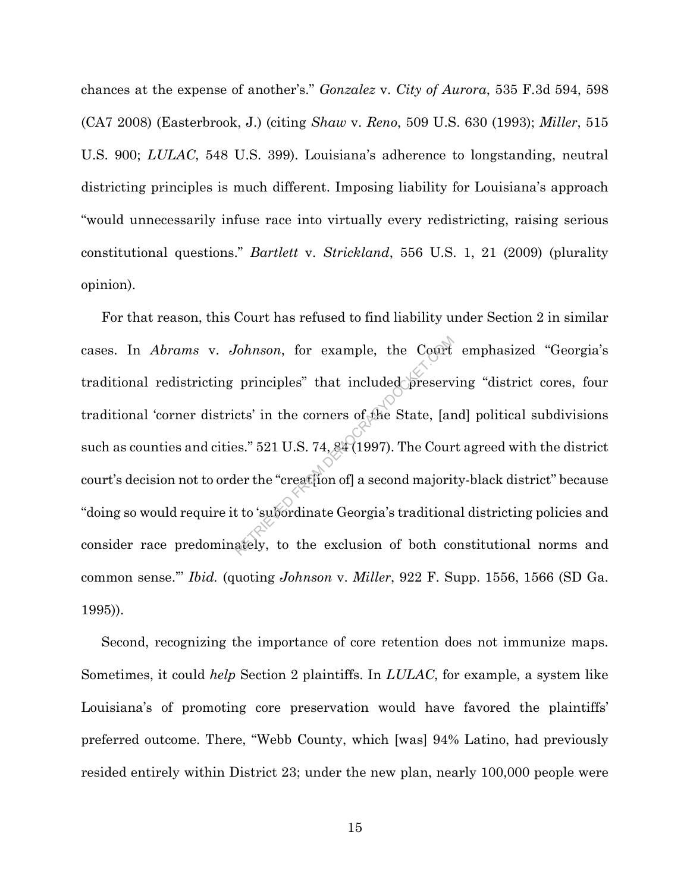chances at the expense of another's." *Gonzalez* v. *City of Aurora*, 535 F.3d 594, 598 (CA7 2008) (Easterbrook, J.) (citing *Shaw* v. *Reno*, 509 U.S. 630 (1993); *Miller*, 515 U.S. 900; *LULAC*, 548 U.S. 399). Louisiana's adherence to longstanding, neutral districting principles is much different. Imposing liability for Louisiana's approach "would unnecessarily infuse race into virtually every redistricting, raising serious constitutional questions." *Bartlett* v. *Strickland*, 556 U.S. 1, 21 (2009) (plurality opinion).

For that reason, this Court has refused to find liability under Section 2 in similar cases. In *Abrams* v. *Johnson*, for example, the Court emphasized "Georgia's traditional redistricting principles" that included preserving "district cores, four traditional 'corner districts' in the corners of the State, [and] political subdivisions such as counties and cities." 521 U.S. 74, 84 (1997). The Court agreed with the district court's decision not to order the "creat[ion of] a second majority-black district" because "doing so would require it to 'subordinate Georgia's traditional districting policies and consider race predominately, to the exclusion of both constitutional norms and common sense.'" *Ibid.* (quoting *Johnson* v. *Miller*, 922 F. Supp. 1556, 1566 (SD Ga. 1995)).

Second, recognizing the importance of core retention does not immunize maps. Sometimes, it could *help* Section 2 plaintiffs. In *LULAC*, for example, a system like Louisiana's of promoting core preservation would have favored the plaintiffs' preferred outcome. There, "Webb County, which [was] 94% Latino, had previously resided entirely within District 23; under the new plan, nearly 100,000 people were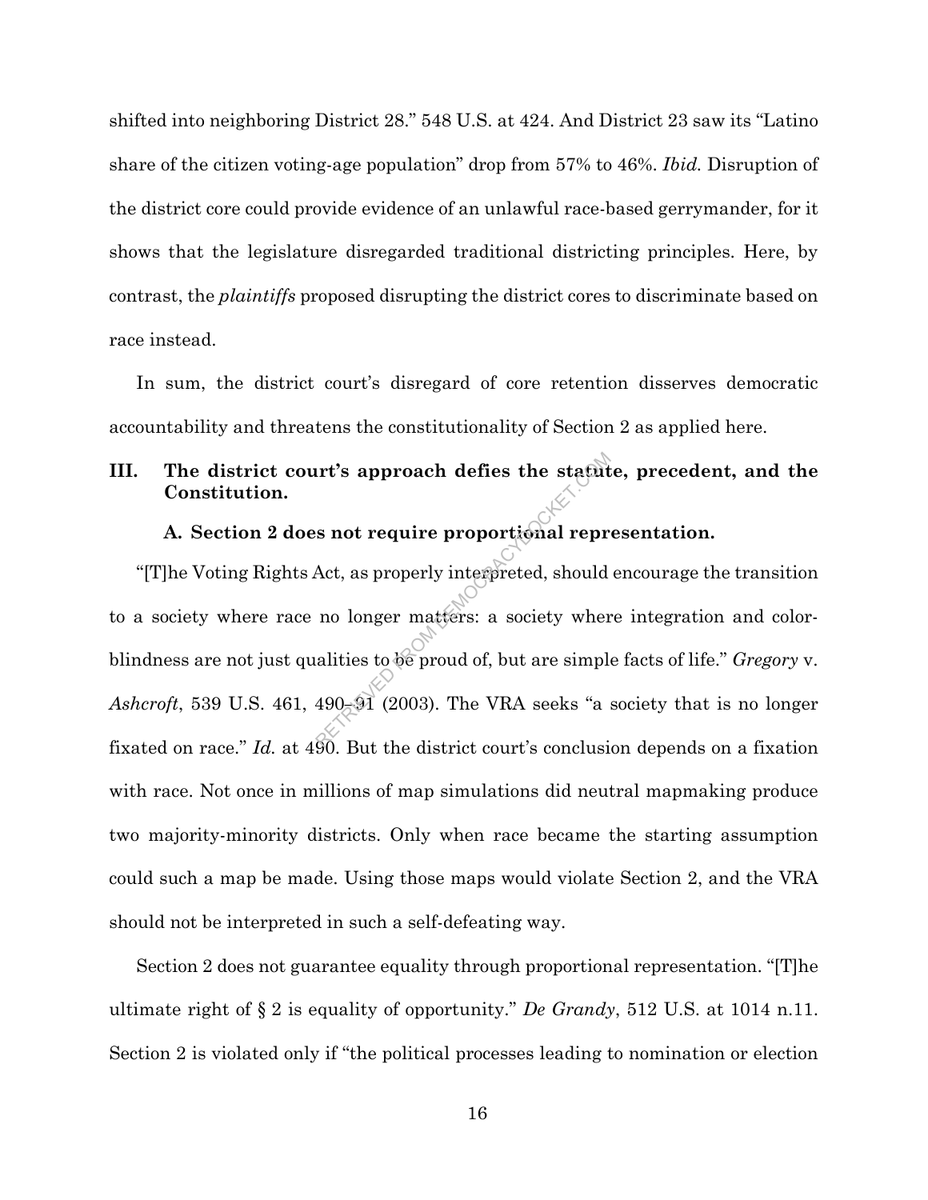shifted into neighboring District 28." 548 U.S. at 424. And District 23 saw its "Latino share of the citizen voting-age population" drop from 57% to 46%. *Ibid.* Disruption of the district core could provide evidence of an unlawful race-based gerrymander, for it shows that the legislature disregarded traditional districting principles. Here, by contrast, the *plaintiffs* proposed disrupting the district cores to discriminate based on race instead.

In sum, the district court's disregard of core retention disserves democratic accountability and threatens the constitutionality of Section 2 as applied here.

## III. The district court's approach defies the statute, precedent, and the Constitution.

### A. Section 2 does not require proportional representation.

"[T]he Voting Rights Act, as properly interpreted, should encourage the transition to a society where race no longer matters: a society where integration and color-blindness are not just qualities to be proud of, but are simple facts of life." *Gregory* v. *Ashcroft*, 539 U.S. 461, 490–91 (2003). The VRA seeks "a society that is no longer fixated on race." *Id.* at 490. But the district court's conclusion depends on a fixation with race. Not once in millions of map simulations did neutral mapmaking produce two majority-minority districts. Only when race became the starting assumption could such a map be made. Using those maps would violate Section 2, and the VRA should not be interpreted in such a self-defeating way.

Section 2 does not guarantee equality through proportional representation. "[T]he ultimate right of § 2 is equality of opportunity." *De Grandy*, 512 U.S. at 1014 n.11. Section 2 is violated only if "the political processes leading to nomination or election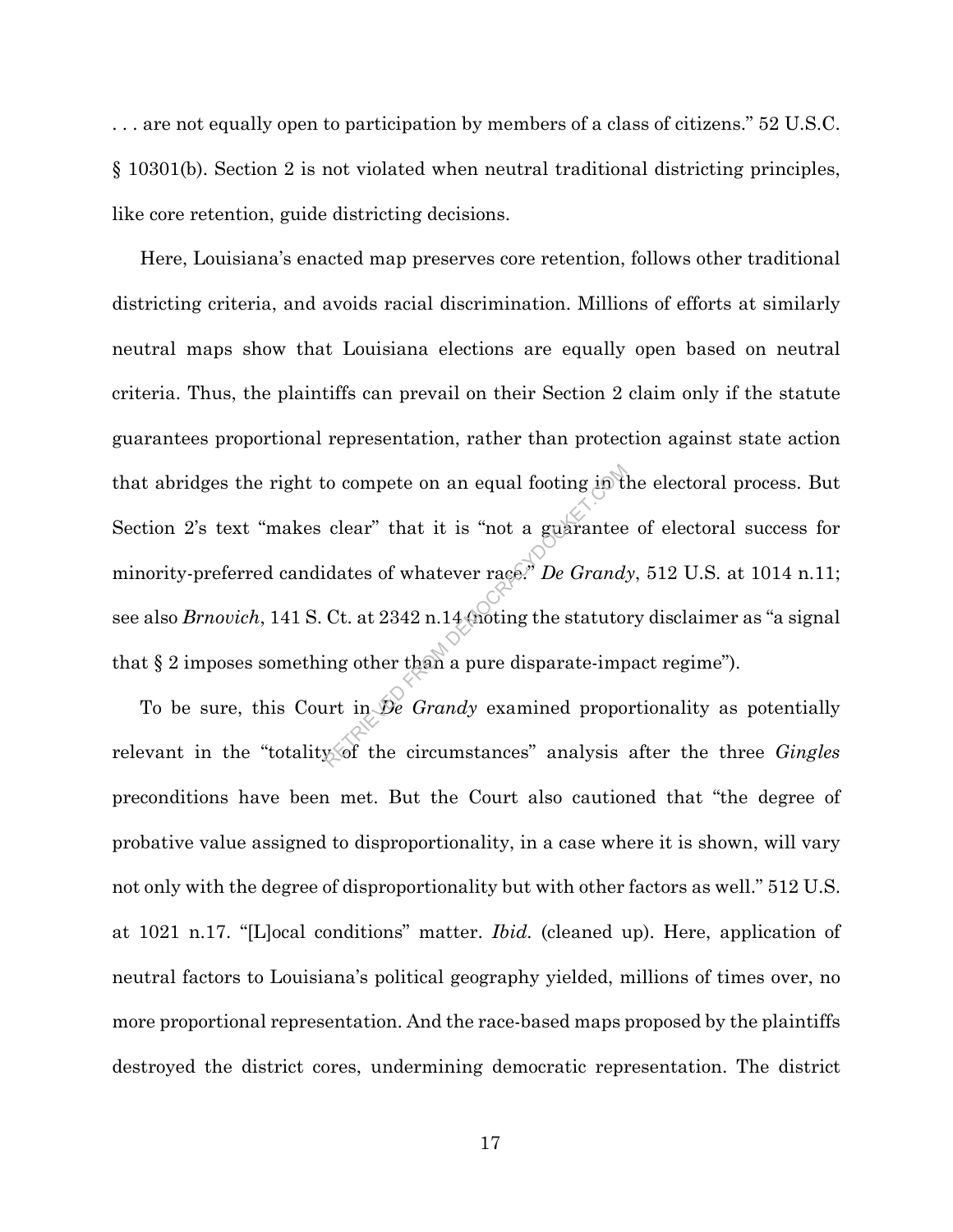. . . are not equally open to participation by members of a class of citizens." 52 U.S.C. § 10301(b). Section 2 is not violated when neutral traditional districting principles, like core retention, guide districting decisions.

Here, Louisiana's enacted map preserves core retention, follows other traditional districting criteria, and avoids racial discrimination. Millions of efforts at similarly neutral maps show that Louisiana elections are equally open based on neutral criteria. Thus, the plaintiffs can prevail on their Section 2 claim only if the statute guarantees proportional representation, rather than protection against state action that abridges the right to compete on an equal footing in the electoral process. But Section 2's text "makes clear" that it is "not a guarantee of electoral success for minority-preferred candidates of whatever race." *De Grandy*, 512 U.S. at 1014 n.11; see also *Brnovich*, 141 S. Ct. at 2342 n.14 (noting the statutory disclaimer as "a signal that § 2 imposes something other than a pure disparate-impact regime").

To be sure, this Court in *De Grandy* examined proportionality as potentially relevant in the "totality of the circumstances" analysis after the three *Gingles* preconditions have been met. But the Court also cautioned that "the degree of probative value assigned to disproportionality, in a case where it is shown, will vary not only with the degree of disproportionality but with other factors as well." 512 U.S. at 1021 n.17. "[L]ocal conditions" matter. *Ibid.* (cleaned up). Here, application of neutral factors to Louisiana's political geography yielded, millions of times over, no more proportional representation. And the race-based maps proposed by the plaintiffs destroyed the district cores, undermining democratic representation. The district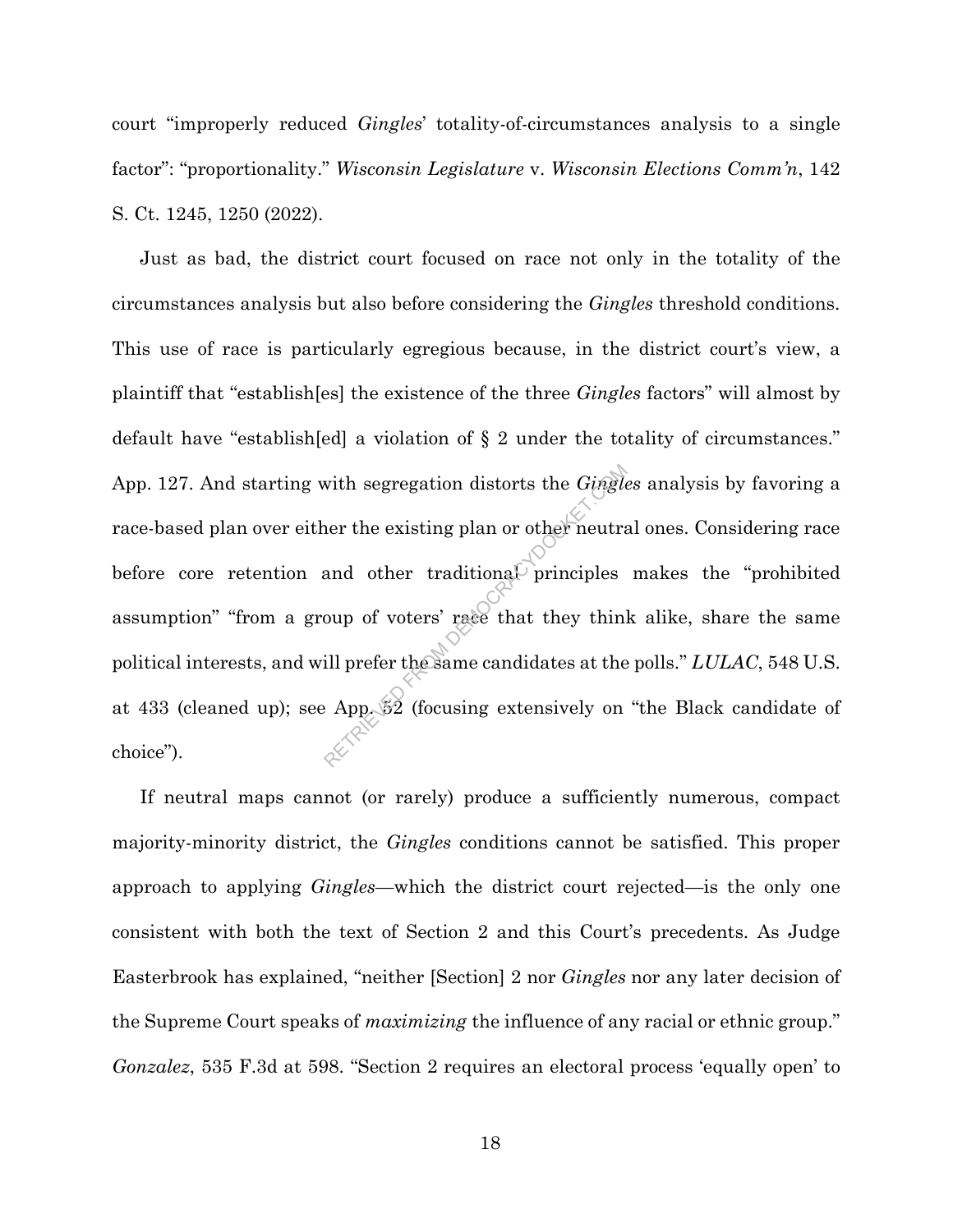court "improperly reduced *Gingles*' totality-of-circumstances analysis to a single factor": "proportionality." *Wisconsin Legislature* v. *Wisconsin Elections Comm'n*, 142 S. Ct. 1245, 1250 (2022).

Just as bad, the district court focused on race not only in the totality of the circumstances analysis but also before considering the *Gingles* threshold conditions. This use of race is particularly egregious because, in the district court's view, a plaintiff that "establish[es] the existence of the three *Gingles* factors" will almost by default have "establish[ed] a violation of § 2 under the totality of circumstances." App. 127. And starting with segregation distorts the *Gingles* analysis by favoring a race-based plan over either the existing plan or other neutral ones. Considering race before core retention and other traditional principles makes the "prohibited assumption" "from a group of voters' race that they think alike, share the same political interests, and will prefer the same candidates at the polls." *LULAC*, 548 U.S. at 433 (cleaned up); see App. 52 (focusing extensively on "the Black candidate of choice").

If neutral maps cannot (or rarely) produce a sufficiently numerous, compact majority-minority district, the *Gingles* conditions cannot be satisfied. This proper approach to applying *Gingles*—which the district court rejected—is the only one consistent with both the text of Section 2 and this Court's precedents. As Judge Easterbrook has explained, "neither [Section] 2 nor *Gingles* nor any later decision of the Supreme Court speaks of *maximizing* the influence of any racial or ethnic group." *Gonzalez*, 535 F.3d at 598. "Section 2 requires an electoral process 'equally open' to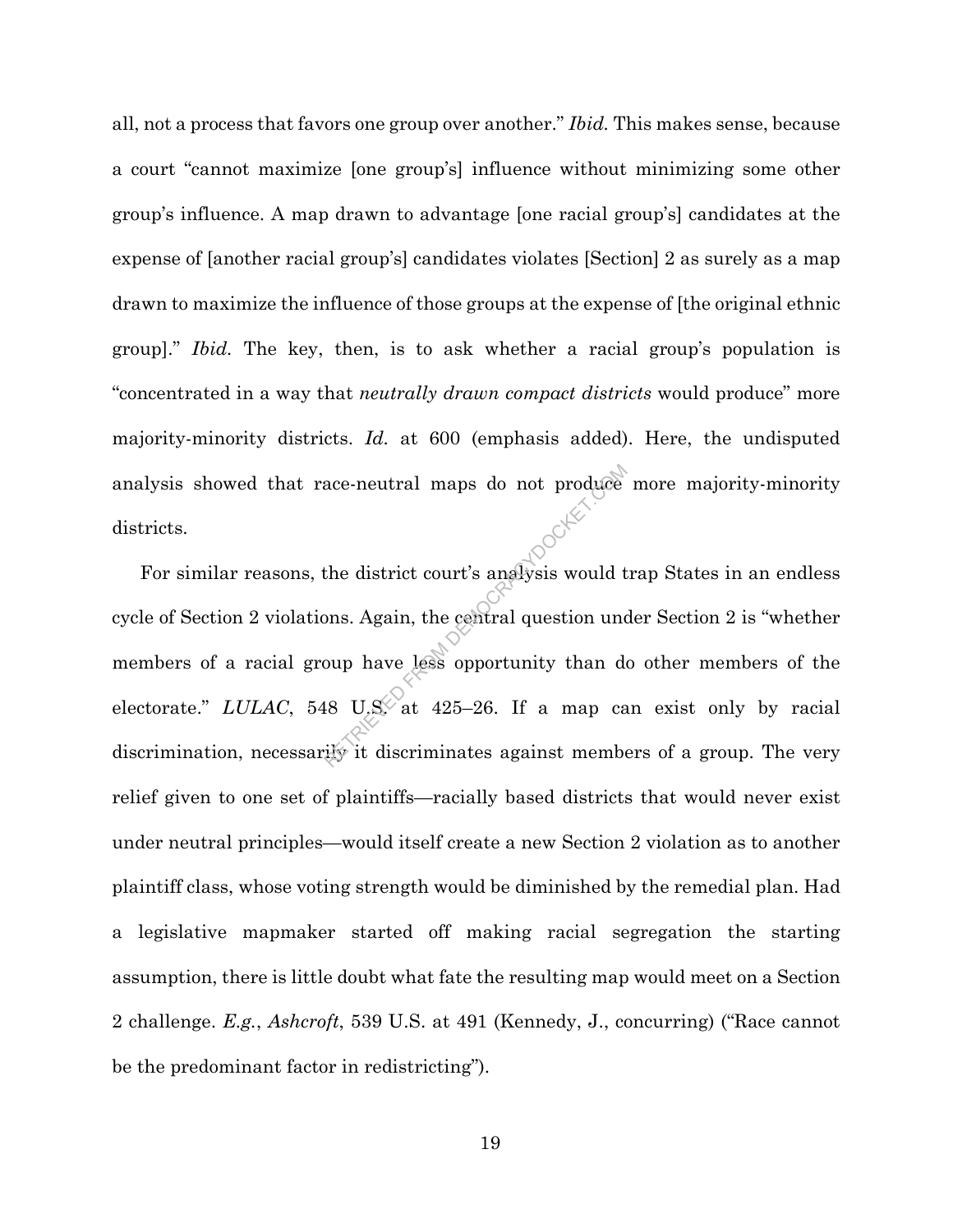all, not a process that favors one group over another." *Ibid.* This makes sense, because a court "cannot maximize [one group's] influence without minimizing some other group's influence. A map drawn to advantage [one racial group's] candidates at the expense of [another racial group's] candidates violates [Section] 2 as surely as a map drawn to maximize the influence of those groups at the expense of [the original ethnic group]." *Ibid.* The key, then, is to ask whether a racial group's population is "concentrated in a way that *neutrally drawn compact districts* would produce" more majority-minority districts. *Id.* at 600 (emphasis added). Here, the undisputed analysis showed that race-neutral maps do not produce more majority-minority districts.

For similar reasons, the district court's analysis would trap States in an endless cycle of Section 2 violations. Again, the central question under Section 2 is "whether members of a racial group have less opportunity than do other members of the electorate." *LULAC*, 548 U.S. at 425–26. If a map can exist only by racial discrimination, necessarily it discriminates against members of a group. The very relief given to one set of plaintiffs—racially based districts that would never exist under neutral principles—would itself create a new Section 2 violation as to another plaintiff class, whose voting strength would be diminished by the remedial plan. Had a legislative mapmaker started off making racial segregation the starting assumption, there is little doubt what fate the resulting map would meet on a Section 2 challenge. *E.g.*, *Ashcroft*, 539 U.S. at 491 (Kennedy, J., concurring) ("Race cannot be the predominant factor in redistricting").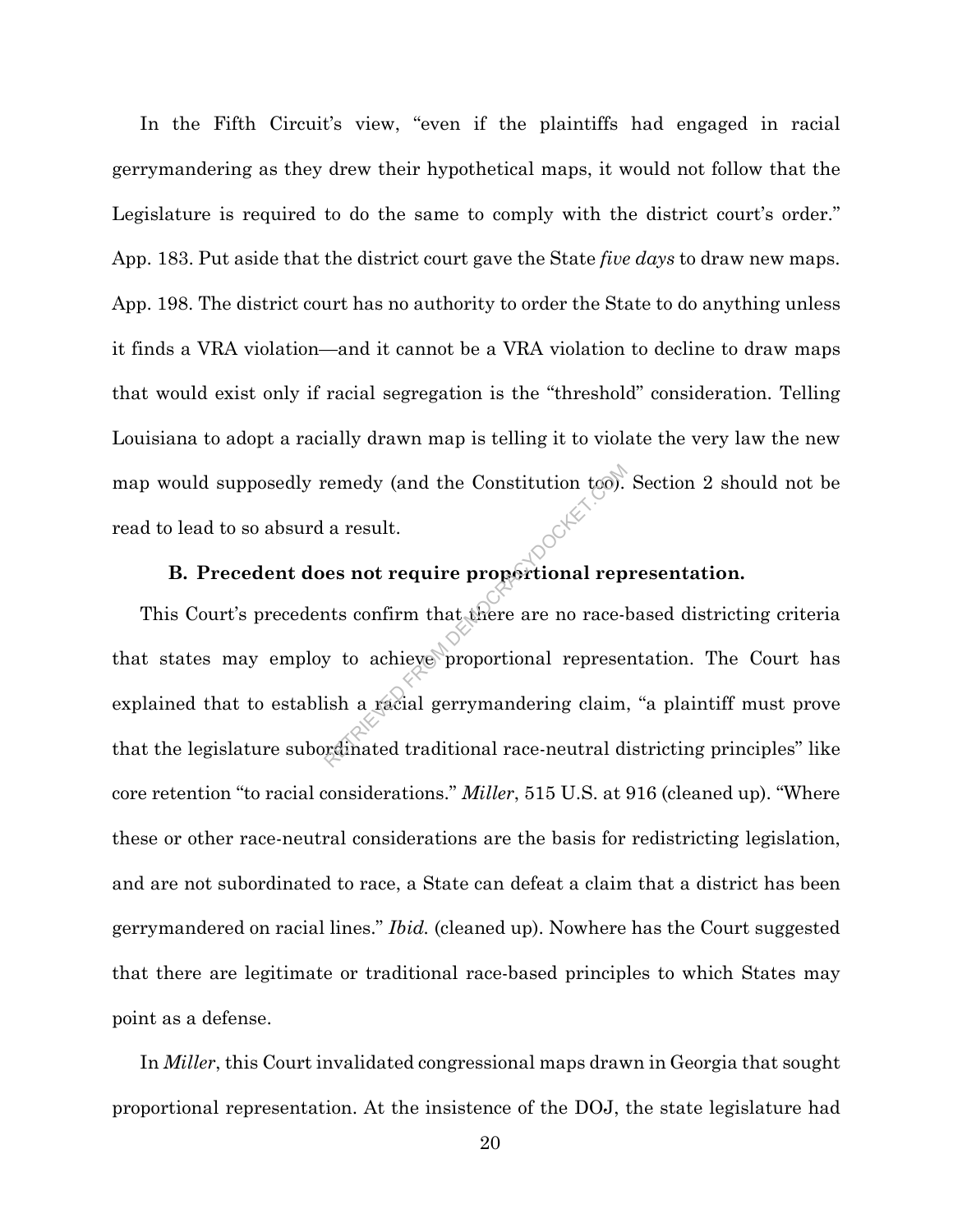In the Fifth Circuit's view, "even if the plaintiffs had engaged in racial gerrymandering as they drew their hypothetical maps, it would not follow that the Legislature is required to do the same to comply with the district court's order." App. 183. Put aside that the district court gave the State *five days* to draw new maps. App. 198. The district court has no authority to order the State to do anything unless it finds a VRA violation—and it cannot be a VRA violation to decline to draw maps that would exist only if racial segregation is the "threshold" consideration. Telling Louisiana to adopt a racially drawn map is telling it to violate the very law the new map would supposedly remedy (and the Constitution too). Section 2 should not be read to lead to so absurd a result.

### B. Precedent does not require proportional representation.

This Court's precedents confirm that there are no race-based districting criteria that states may employ to achieve proportional representation. The Court has explained that to establish a racial gerrymandering claim, "a plaintiff must prove that the legislature subordinated traditional race-neutral districting principles" like core retention "to racial considerations." *Miller*, 515 U.S. at 916 (cleaned up). "Where these or other race-neutral considerations are the basis for redistricting legislation, and are not subordinated to race, a State can defeat a claim that a district has been gerrymandered on racial lines." *Ibid.* (cleaned up). Nowhere has the Court suggested that there are legitimate or traditional race-based principles to which States may point as a defense.

In *Miller*, this Court invalidated congressional maps drawn in Georgia that sought proportional representation. At the insistence of the DOJ, the state legislature had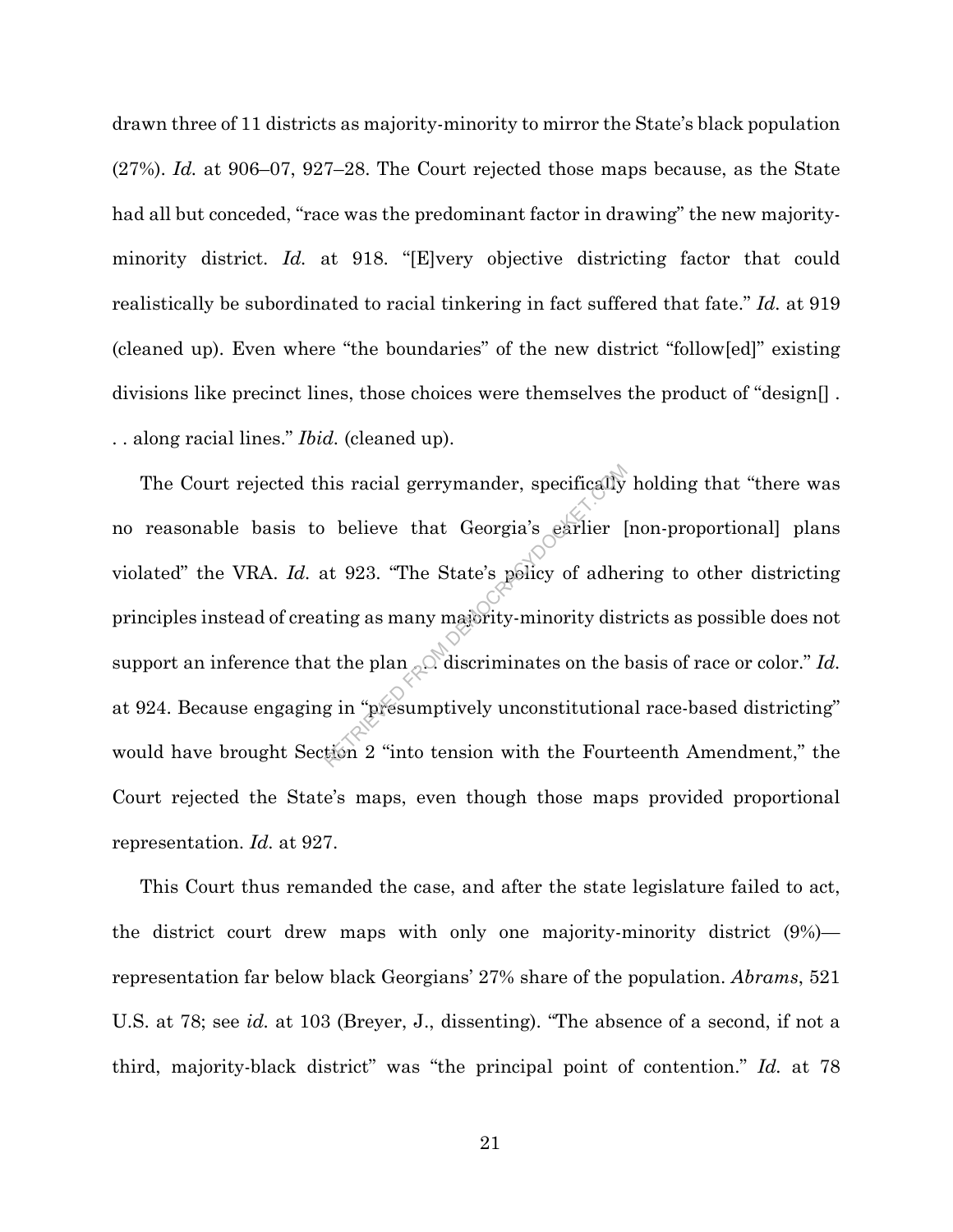drawn three of 11 districts as majority-minority to mirror the State's black population (27%). *Id.* at 906–07, 927–28. The Court rejected those maps because, as the State had all but conceded, "race was the predominant factor in drawing" the new majority-minority district. *Id.* at 918. "[E]very objective districting factor that could realistically be subordinated to racial tinkering in fact suffered that fate." *Id.* at 919 (cleaned up). Even where "the boundaries" of the new district "follow[ed]" existing divisions like precinct lines, those choices were themselves the product of "design[] . . . along racial lines." *Ibid.* (cleaned up).

The Court rejected this racial gerrymander, specifically holding that "there was no reasonable basis to believe that Georgia's earlier [non-proportional] plans violated" the VRA. *Id.* at 923. "The State's policy of adhering to other districting principles instead of creating as many majority-minority districts as possible does not support an inference that the plan . . . discriminates on the basis of race or color." *Id.* at 924. Because engaging in "presumptively unconstitutional race-based districting" would have brought Section 2 "into tension with the Fourteenth Amendment," the Court rejected the State's maps, even though those maps provided proportional representation. *Id.* at 927.

This Court thus remanded the case, and after the state legislature failed to act, the district court drew maps with only one majority-minority district (9%)—representation far below black Georgians' 27% share of the population. *Abrams*, 521 U.S. at 78; see *id.* at 103 (Breyer, J., dissenting). "The absence of a second, if not a third, majority-black district" was "the principal point of contention." *Id.* at 78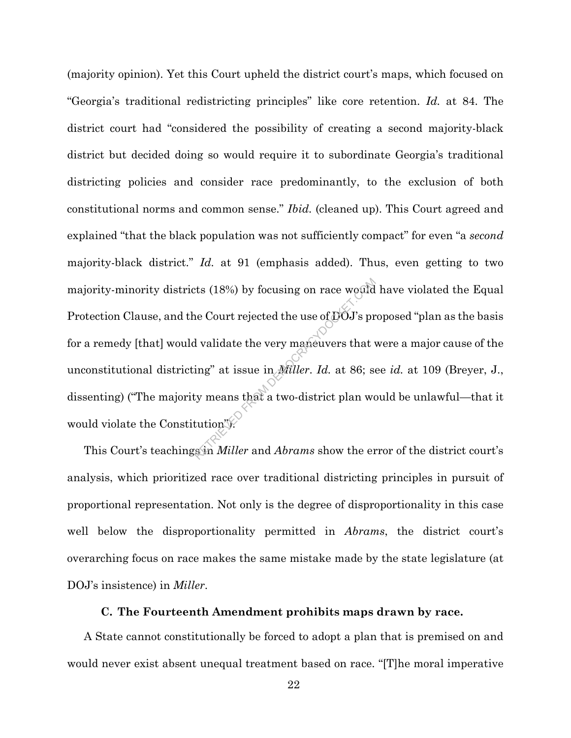(majority opinion). Yet this Court upheld the district court's maps, which focused on "Georgia's traditional redistricting principles" like core retention. *Id.* at 84. The district court had "considered the possibility of creating a second majority-black district but decided doing so would require it to subordinate Georgia's traditional districting policies and consider race predominantly, to the exclusion of both constitutional norms and common sense." *Ibid.* (cleaned up). This Court agreed and explained "that the black population was not sufficiently compact" for even "a *second* majority-black district." *Id.* at 91 (emphasis added). Thus, even getting to two majority-minority districts (18%) by focusing on race would have violated the Equal Protection Clause, and the Court rejected the use of DOJ's proposed "plan as the basis for a remedy [that] would validate the very maneuvers that were a major cause of the unconstitutional districting" at issue in *Miller*. *Id.* at 86; see *id.* at 109 (Breyer, J., dissenting) ("The majority means that a two-district plan would be unlawful—that it would violate the Constitution").

This Court's teachings in *Miller* and *Abrams* show the error of the district court's analysis, which prioritized race over traditional districting principles in pursuit of proportional representation. Not only is the degree of disproportionality in this case well below the disproportionality permitted in *Abrams*, the district court's overarching focus on race makes the same mistake made by the state legislature (at DOJ's insistence) in *Miller*.

### C. The Fourteenth Amendment prohibits maps drawn by race.

A State cannot constitutionally be forced to adopt a plan that is premised on and would never exist absent unequal treatment based on race. "[T]he moral imperative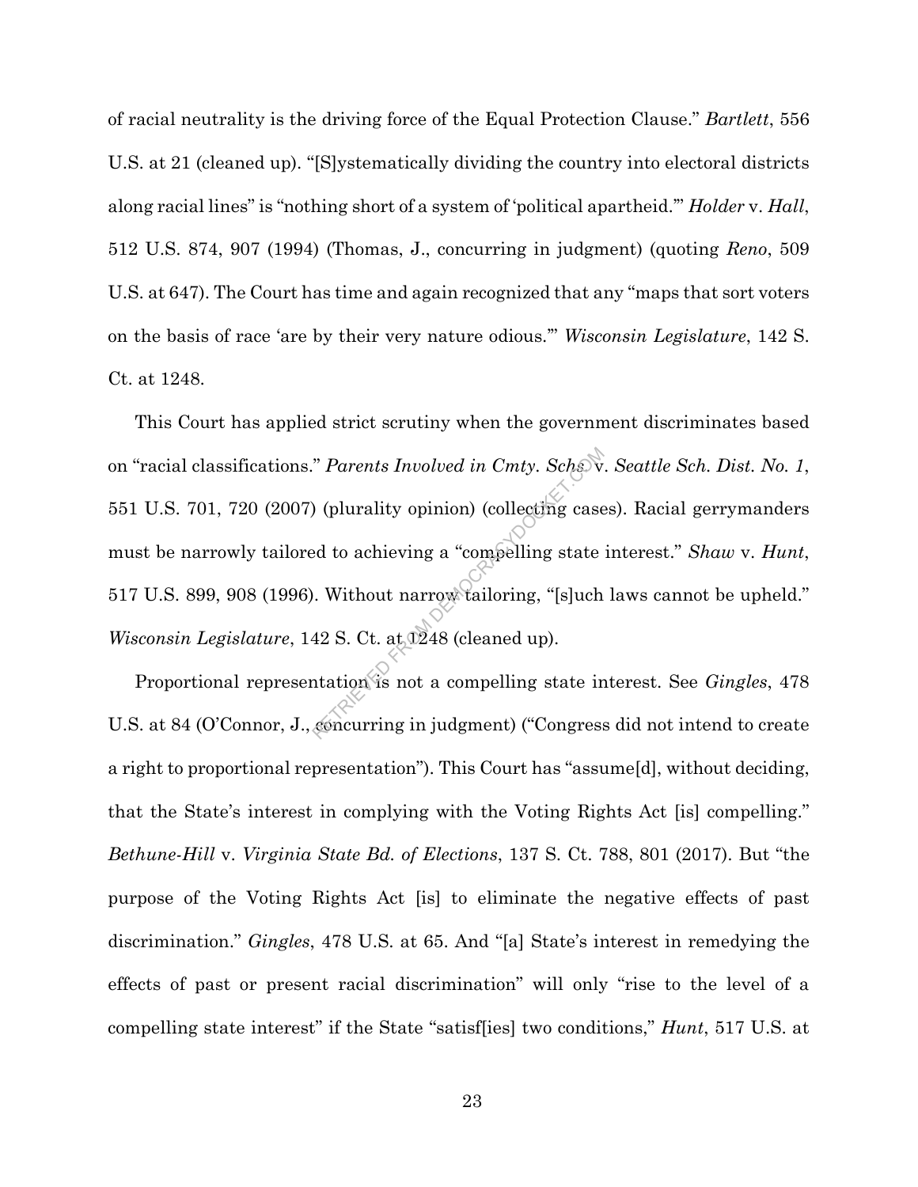of racial neutrality is the driving force of the Equal Protection Clause." *Bartlett*, 556 U.S. at 21 (cleaned up). "[S]ystematically dividing the country into electoral districts along racial lines" is "nothing short of a system of 'political apartheid.'" *Holder* v. *Hall*, 512 U.S. 874, 907 (1994) (Thomas, J., concurring in judgment) (quoting *Reno*, 509 U.S. at 647). The Court has time and again recognized that any "maps that sort voters on the basis of race 'are by their very nature odious.'" *Wisconsin Legislature*, 142 S. Ct. at 1248.

This Court has applied strict scrutiny when the government discriminates based on "racial classifications." *Parents Involved in Cmty. Schs.* v. *Seattle Sch. Dist. No. 1*, 551 U.S. 701, 720 (2007) (plurality opinion) (collecting cases). Racial gerrymanders must be narrowly tailored to achieving a "compelling state interest." *Shaw* v. *Hunt*, 517 U.S. 899, 908 (1996). Without narrow tailoring, "[s]uch laws cannot be upheld." *Wisconsin Legislature*, 142 S. Ct. at 1248 (cleaned up).

Proportional representation is not a compelling state interest. See *Gingles*, 478 U.S. at 84 (O'Connor, J., concurring in judgment) ("Congress did not intend to create a right to proportional representation"). This Court has "assume[d], without deciding, that the State's interest in complying with the Voting Rights Act [is] compelling." *Bethune-Hill* v. *Virginia State Bd. of Elections*, 137 S. Ct. 788, 801 (2017). But "the purpose of the Voting Rights Act [is] to eliminate the negative effects of past discrimination." *Gingles*, 478 U.S. at 65. And "[a] State's interest in remedying the effects of past or present racial discrimination" will only "rise to the level of a compelling state interest" if the State "satisf[ies] two conditions," *Hunt*, 517 U.S. at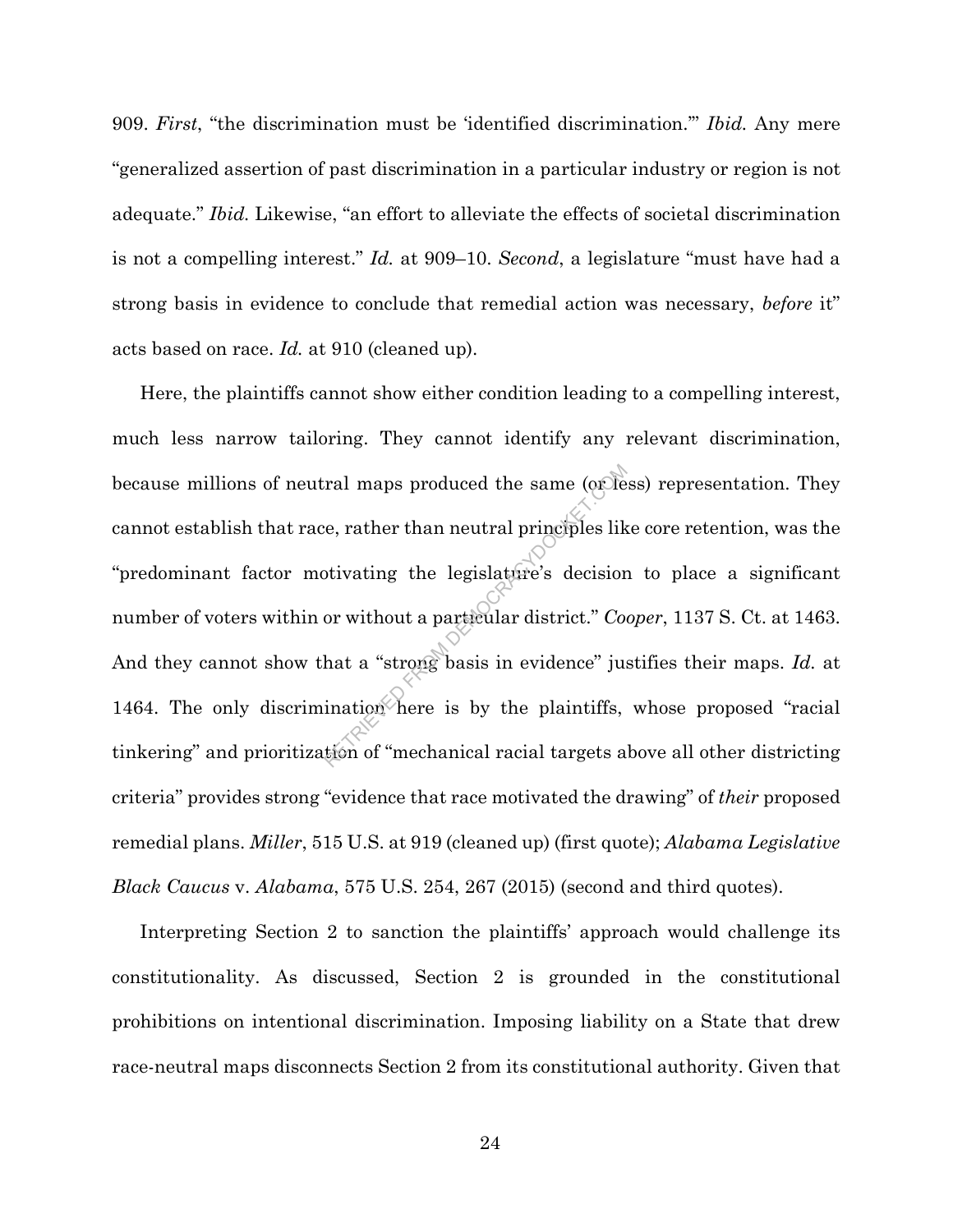909. *First*, "the discrimination must be 'identified discrimination.'" *Ibid.* Any mere "generalized assertion of past discrimination in a particular industry or region is not adequate." *Ibid.* Likewise, "an effort to alleviate the effects of societal discrimination is not a compelling interest." *Id.* at 909–10. *Second*, a legislature "must have had a strong basis in evidence to conclude that remedial action was necessary, *before* it" acts based on race. *Id.* at 910 (cleaned up).

Here, the plaintiffs cannot show either condition leading to a compelling interest, much less narrow tailoring. They cannot identify any relevant discrimination, because millions of neutral maps produced the same (or less) representation. They cannot establish that race, rather than neutral principles like core retention, was the "predominant factor motivating the legislature's decision to place a significant number of voters within or without a particular district." *Cooper*, 1137 S. Ct. at 1463. And they cannot show that a "strong basis in evidence" justifies their maps. *Id.* at 1464. The only discrimination here is by the plaintiffs, whose proposed "racial tinkering" and prioritization of "mechanical racial targets above all other districting criteria" provides strong "evidence that race motivated the drawing" of *their* proposed remedial plans. *Miller*, 515 U.S. at 919 (cleaned up) (first quote); *Alabama Legislative Black Caucus* v. *Alabama*, 575 U.S. 254, 267 (2015) (second and third quotes).

Interpreting Section 2 to sanction the plaintiffs' approach would challenge its constitutionality. As discussed, Section 2 is grounded in the constitutional prohibitions on intentional discrimination. Imposing liability on a State that drew race-neutral maps disconnects Section 2 from its constitutional authority. Given that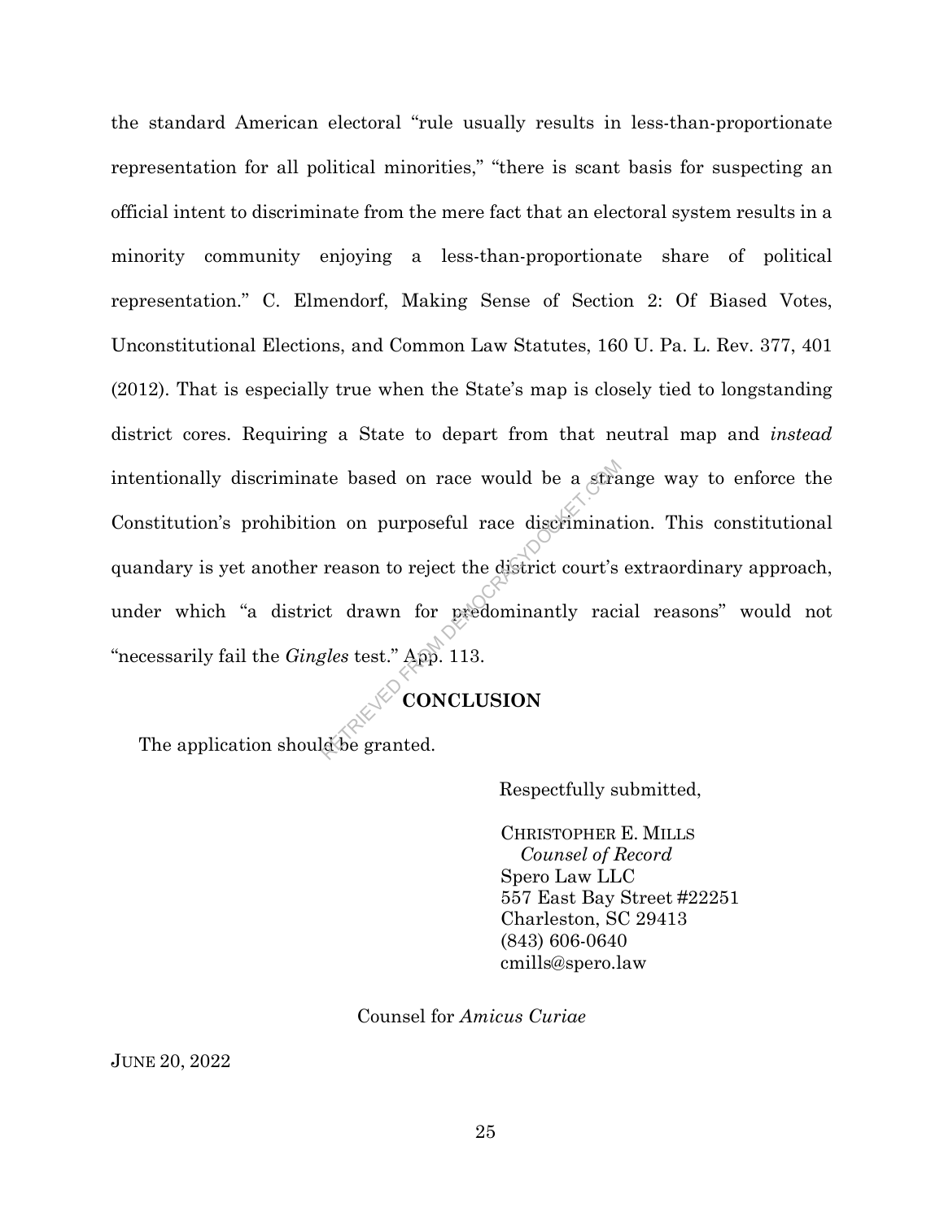the standard American electoral "rule usually results in less-than-proportionate representation for all political minorities," "there is scant basis for suspecting an official intent to discriminate from the mere fact that an electoral system results in a minority community enjoying a less-than-proportionate share of political representation." C. Elmendorf, Making Sense of Section 2: Of Biased Votes, Unconstitutional Elections, and Common Law Statutes, 160 U. Pa. L. Rev. 377, 401 (2012). That is especially true when the State's map is closely tied to longstanding district cores. Requiring a State to depart from that neutral map and *instead* intentionally discriminate based on race would be a strange way to enforce the Constitution's prohibition on purposeful race discrimination. This constitutional quandary is yet another reason to reject the district court's extraordinary approach, under which "a district drawn for predominantly racial reasons" would not "necessarily fail the *Gingles* test." App. 113.

## CONCLUSION

The application should be granted.

Respectfully submitted,

CHRISTOPHER E. MILLS
*Counsel of Record*
Spero Law LLC
557 East Bay Street #22251
Charleston, SC 29413
(843) 606-0640
cmills@spero.law

Counsel for *Amicus Curiae*

JUNE 20, 2022